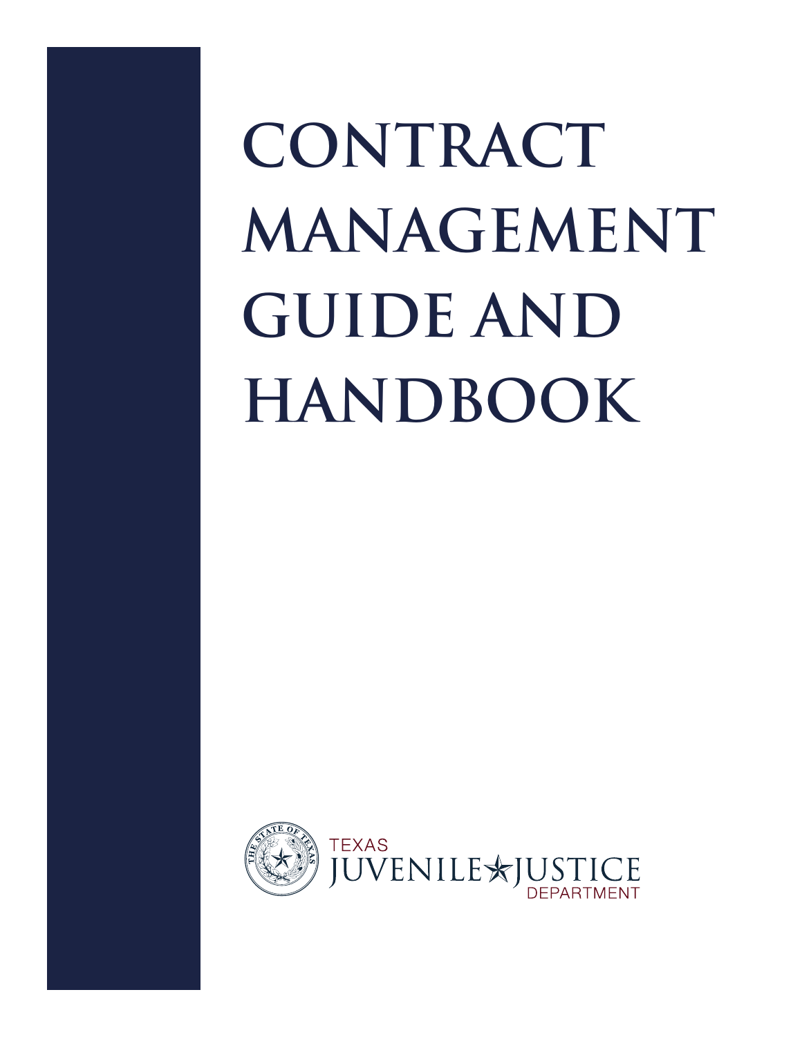# CONTRACT MANAGEMENT GUIDE AND HANDBOOK

TEXAS JUVENILE JUSTICE DEPARTMENT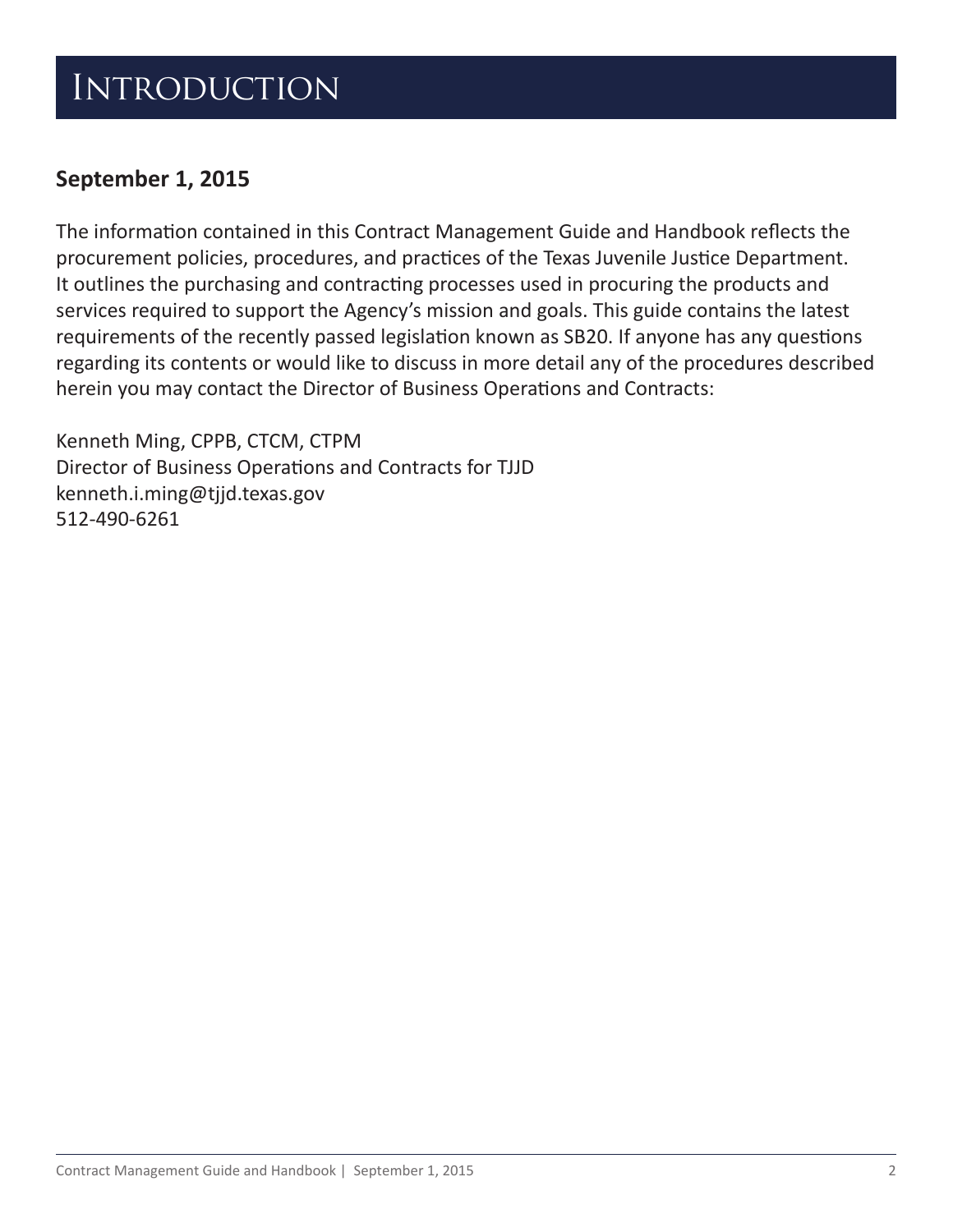# Introduction

**September 1, 2015**

The information contained in this Contract Management Guide and Handbook reflects the procurement policies, procedures, and practices of the Texas Juvenile Justice Department. It outlines the purchasing and contracting processes used in procuring the products and services required to support the Agency's mission and goals. This guide contains the latest requirements of the recently passed legislation known as SB20. If anyone has any questions regarding its contents or would like to discuss in more detail any of the procedures described herein you may contact the Director of Business Operations and Contracts:

Kenneth Ming, CPPB, CTCM, CTPM
Director of Business Operations and Contracts for TJJD
kenneth.i.ming@tjjd.texas.gov
512-490-6261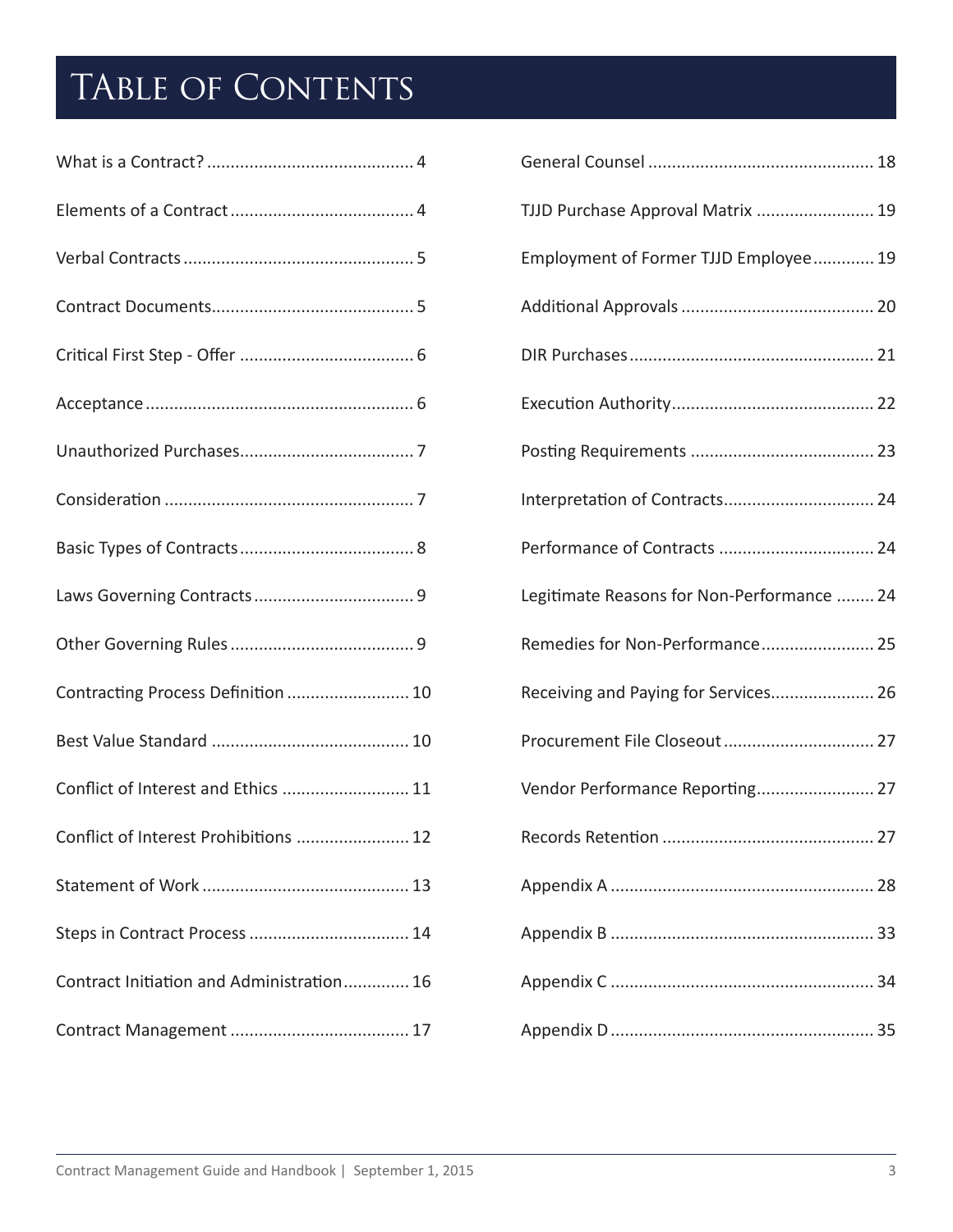# Table of Contents

What is a Contract? ........................................... 4

Elements of a Contract ...................................... 4

Verbal Contracts ................................................ 5

Contract Documents .......................................... 5

Critical First Step - Offer .................................... 6

Acceptance ........................................................ 6

Unauthorized Purchases .................................... 7

Consideration .................................................... 7

Basic Types of Contracts .................................... 8

Laws Governing Contracts ................................. 9

Other Governing Rules ...................................... 9

Contracting Process Definition .......................... 10

Best Value Standard ......................................... 10

Conflict of Interest and Ethics ........................... 11

Conflict of Interest Prohibitions ........................ 12

Statement of Work ........................................... 13

Steps in Contract Process ................................. 14

Contract Initiation and Administration ............. 16

Contract Management ..................................... 17

General Counsel ............................................... 18

TJJD Purchase Approval Matrix ......................... 19

Employment of Former TJJD Employee ............. 19

Additional Approvals ........................................ 20

DIR Purchases ................................................... 21

Execution Authority .......................................... 22

Posting Requirements ...................................... 23

Interpretation of Contracts ............................... 24

Performance of Contracts ................................ 24

Legitimate Reasons for Non-Performance ........ 24

Remedies for Non-Performance ....................... 25

Receiving and Paying for Services ..................... 26

Procurement File Closeout ............................... 27

Vendor Performance Reporting ......................... 27

Records Retention ............................................ 27

Appendix A ....................................................... 28

Appendix B ....................................................... 33

Appendix C ....................................................... 34

Appendix D ....................................................... 35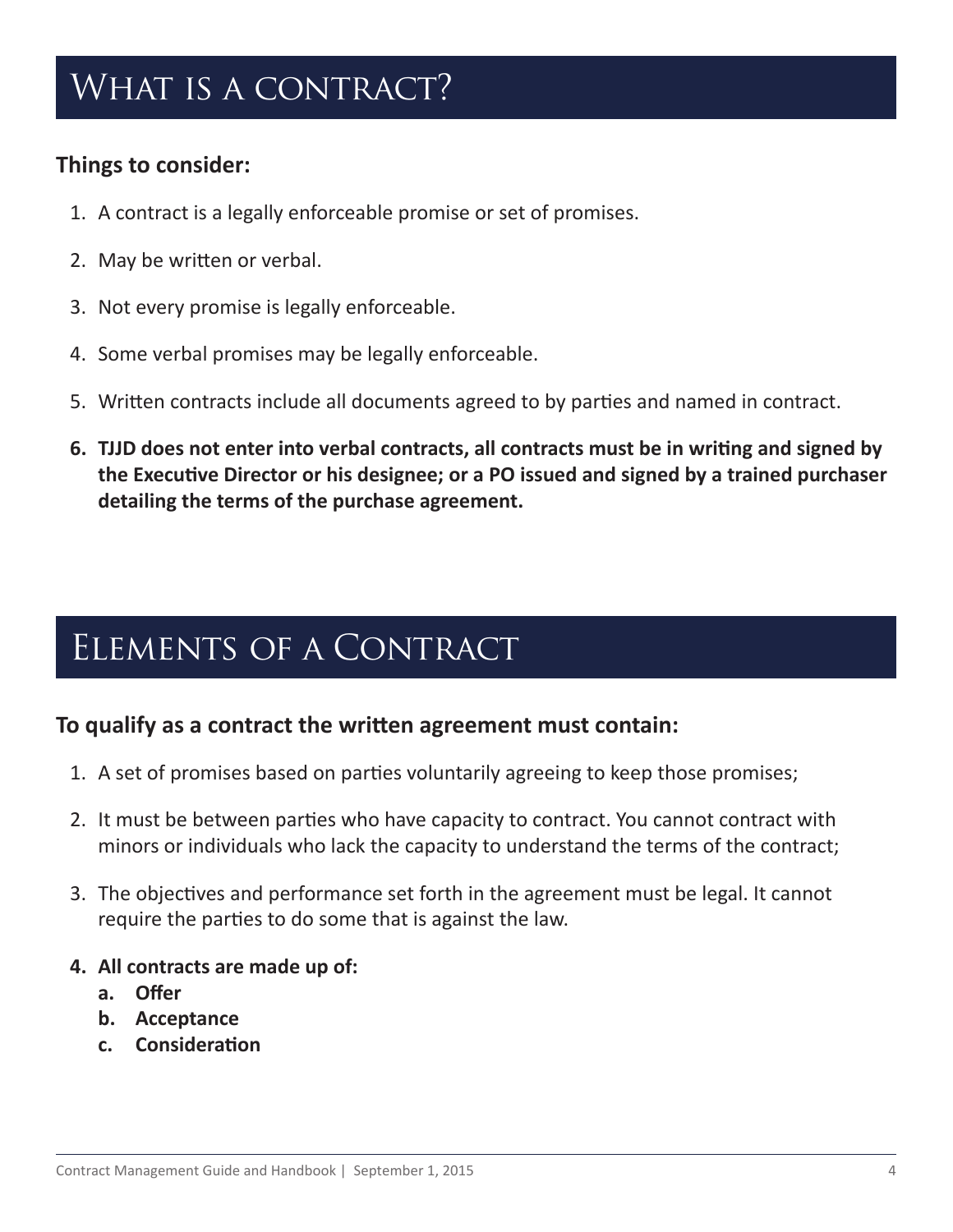# What is a contract?

**Things to consider:**

1. A contract is a legally enforceable promise or set of promises.
2. May be written or verbal.
3. Not every promise is legally enforceable.
4. Some verbal promises may be legally enforceable.
5. Written contracts include all documents agreed to by parties and named in contract.
6. **TJJD does not enter into verbal contracts, all contracts must be in writing and signed by the Executive Director or his designee; or a PO issued and signed by a trained purchaser detailing the terms of the purchase agreement.**

# Elements of a Contract

**To qualify as a contract the written agreement must contain:**

1. A set of promises based on parties voluntarily agreeing to keep those promises;
2. It must be between parties who have capacity to contract. You cannot contract with minors or individuals who lack the capacity to understand the terms of the contract;
3. The objectives and performance set forth in the agreement must be legal. It cannot require the parties to do some that is against the law.
4. **All contracts are made up of:**
   a. **Offer**
   b. **Acceptance**
   c. **Consideration**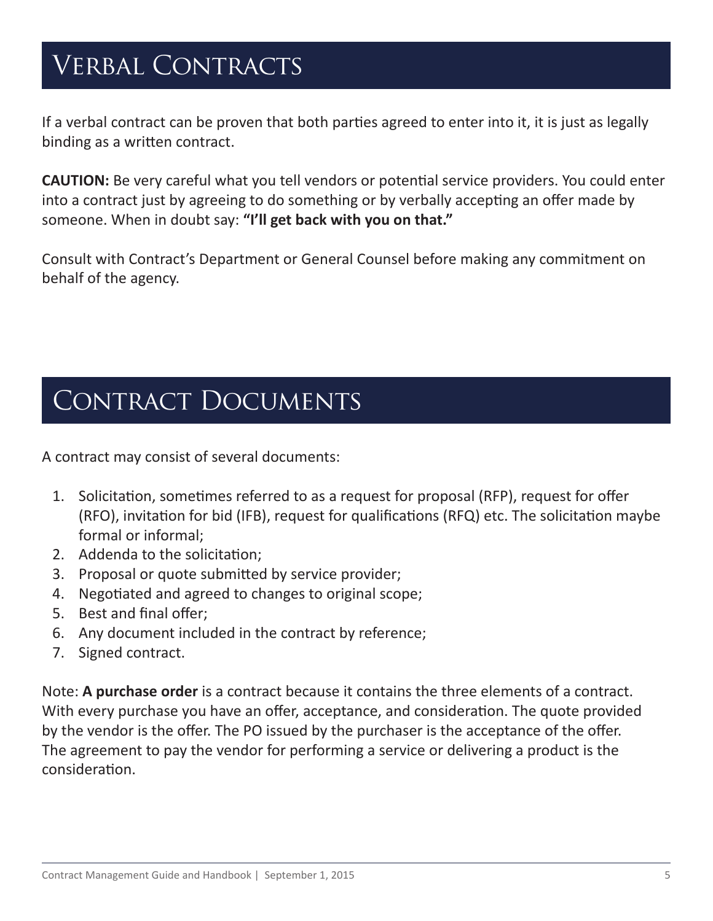# Verbal Contracts

If a verbal contract can be proven that both parties agreed to enter into it, it is just as legally binding as a written contract.

**CAUTION:** Be very careful what you tell vendors or potential service providers. You could enter into a contract just by agreeing to do something or by verbally accepting an offer made by someone. When in doubt say: **"I'll get back with you on that."**

Consult with Contract's Department or General Counsel before making any commitment on behalf of the agency.

# Contract Documents

A contract may consist of several documents:

1. Solicitation, sometimes referred to as a request for proposal (RFP), request for offer (RFO), invitation for bid (IFB), request for qualifications (RFQ) etc. The solicitation maybe formal or informal;
2. Addenda to the solicitation;
3. Proposal or quote submitted by service provider;
4. Negotiated and agreed to changes to original scope;
5. Best and final offer;
6. Any document included in the contract by reference;
7. Signed contract.

Note: **A purchase order** is a contract because it contains the three elements of a contract. With every purchase you have an offer, acceptance, and consideration. The quote provided by the vendor is the offer. The PO issued by the purchaser is the acceptance of the offer. The agreement to pay the vendor for performing a service or delivering a product is the consideration.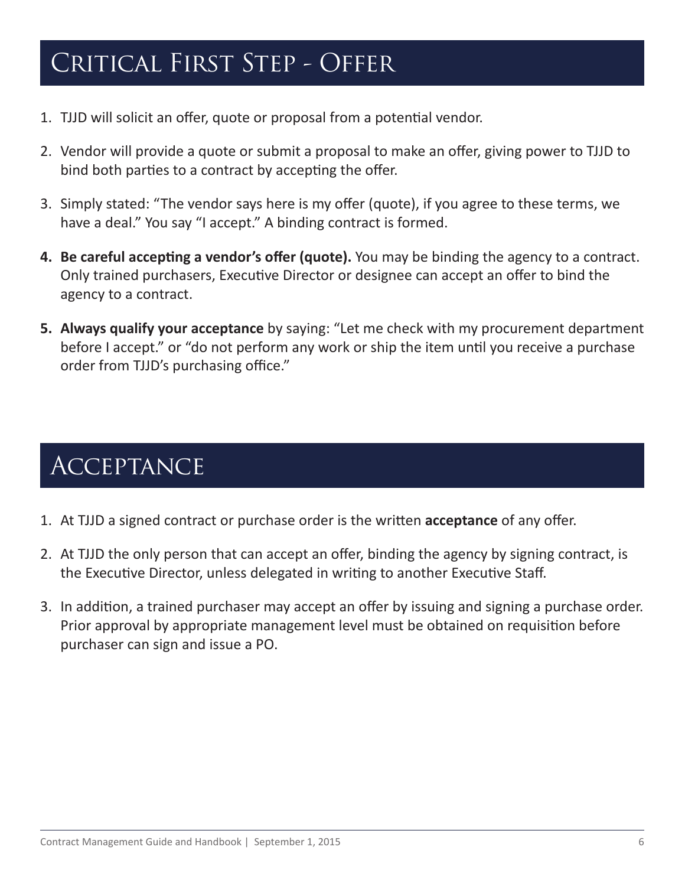## Critical First Step - Offer

1. TJJD will solicit an offer, quote or proposal from a potential vendor.
2. Vendor will provide a quote or submit a proposal to make an offer, giving power to TJJD to bind both parties to a contract by accepting the offer.
3. Simply stated: "The vendor says here is my offer (quote), if you agree to these terms, we have a deal." You say "I accept." A binding contract is formed.
4. **Be careful accepting a vendor's offer (quote).** You may be binding the agency to a contract. Only trained purchasers, Executive Director or designee can accept an offer to bind the agency to a contract.
5. **Always qualify your acceptance** by saying: "Let me check with my procurement department before I accept." or "do not perform any work or ship the item until you receive a purchase order from TJJD's purchasing office."

## Acceptance

1. At TJJD a signed contract or purchase order is the written **acceptance** of any offer.
2. At TJJD the only person that can accept an offer, binding the agency by signing contract, is the Executive Director, unless delegated in writing to another Executive Staff.
3. In addition, a trained purchaser may accept an offer by issuing and signing a purchase order. Prior approval by appropriate management level must be obtained on requisition before purchaser can sign and issue a PO.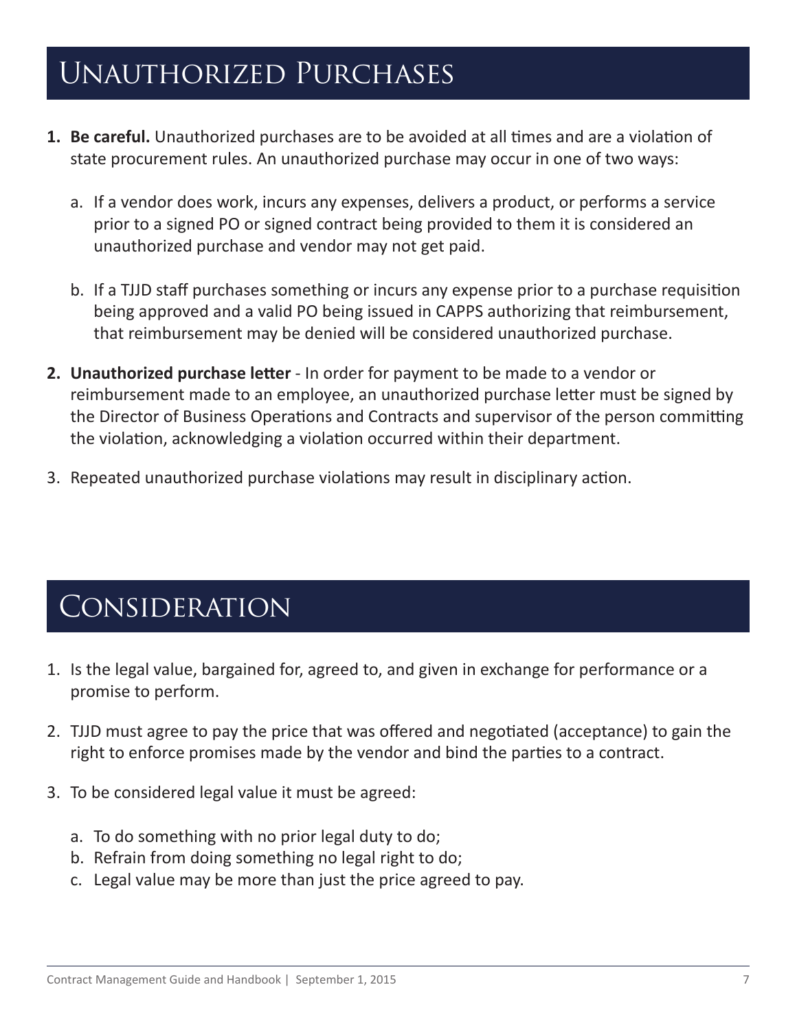# Unauthorized Purchases

1. **Be careful.** Unauthorized purchases are to be avoided at all times and are a violation of state procurement rules. An unauthorized purchase may occur in one of two ways:

   a. If a vendor does work, incurs any expenses, delivers a product, or performs a service prior to a signed PO or signed contract being provided to them it is considered an unauthorized purchase and vendor may not get paid.

   b. If a TJJD staff purchases something or incurs any expense prior to a purchase requisition being approved and a valid PO being issued in CAPPS authorizing that reimbursement, that reimbursement may be denied will be considered unauthorized purchase.

2. **Unauthorized purchase letter** - In order for payment to be made to a vendor or reimbursement made to an employee, an unauthorized purchase letter must be signed by the Director of Business Operations and Contracts and supervisor of the person committing the violation, acknowledging a violation occurred within their department.

3. Repeated unauthorized purchase violations may result in disciplinary action.

# Consideration

1. Is the legal value, bargained for, agreed to, and given in exchange for performance or a promise to perform.

2. TJJD must agree to pay the price that was offered and negotiated (acceptance) to gain the right to enforce promises made by the vendor and bind the parties to a contract.

3. To be considered legal value it must be agreed:

   a. To do something with no prior legal duty to do;
   b. Refrain from doing something no legal right to do;
   c. Legal value may be more than just the price agreed to pay.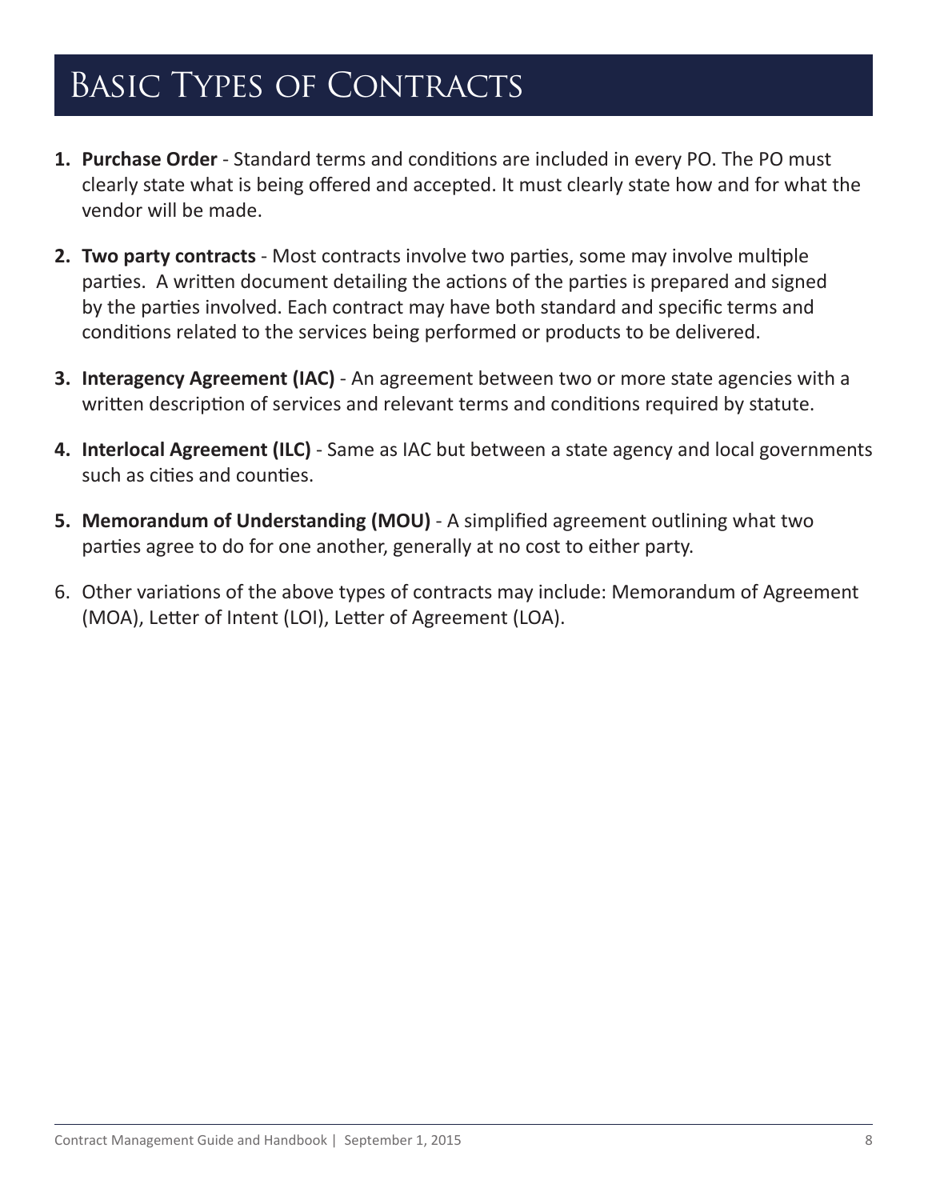# Basic Types of Contracts

1. **Purchase Order** - Standard terms and conditions are included in every PO. The PO must clearly state what is being offered and accepted. It must clearly state how and for what the vendor will be made.

2. **Two party contracts** - Most contracts involve two parties, some may involve multiple parties. A written document detailing the actions of the parties is prepared and signed by the parties involved. Each contract may have both standard and specific terms and conditions related to the services being performed or products to be delivered.

3. **Interagency Agreement (IAC)** - An agreement between two or more state agencies with a written description of services and relevant terms and conditions required by statute.

4. **Interlocal Agreement (ILC)** - Same as IAC but between a state agency and local governments such as cities and counties.

5. **Memorandum of Understanding (MOU)** - A simplified agreement outlining what two parties agree to do for one another, generally at no cost to either party.

6. Other variations of the above types of contracts may include: Memorandum of Agreement (MOA), Letter of Intent (LOI), Letter of Agreement (LOA).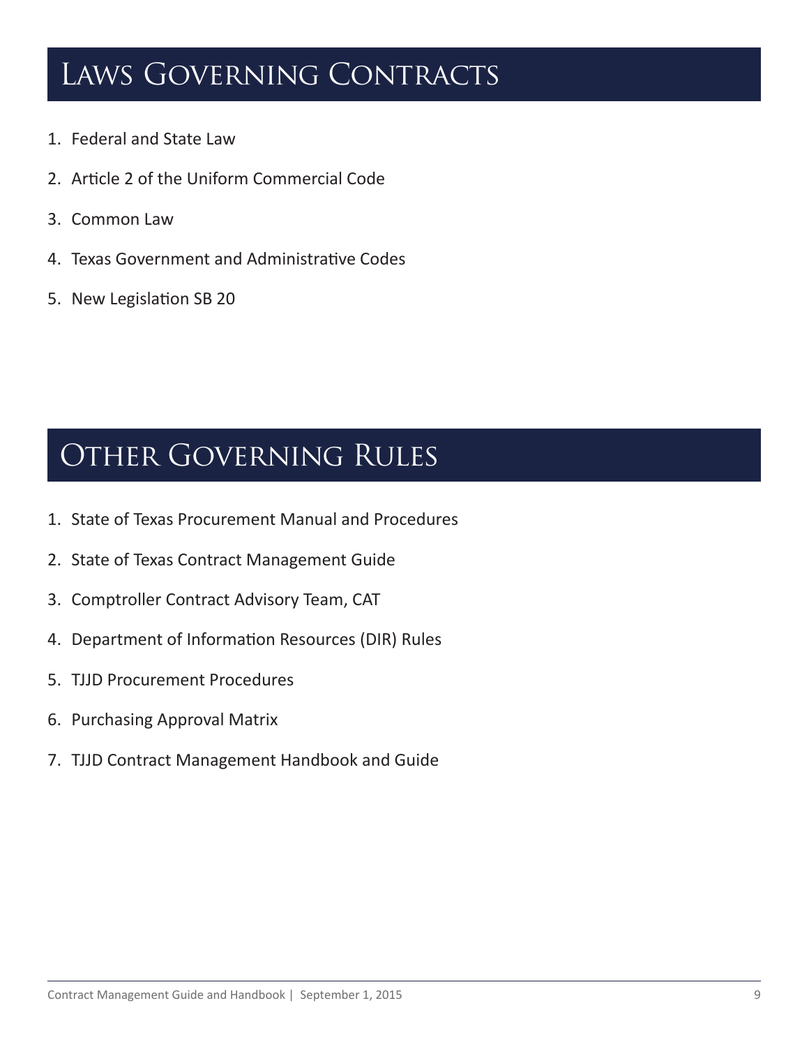# Laws Governing Contracts

1. Federal and State Law
2. Article 2 of the Uniform Commercial Code
3. Common Law
4. Texas Government and Administrative Codes
5. New Legislation SB 20

# Other Governing Rules

1. State of Texas Procurement Manual and Procedures
2. State of Texas Contract Management Guide
3. Comptroller Contract Advisory Team, CAT
4. Department of Information Resources (DIR) Rules
5. TJJD Procurement Procedures
6. Purchasing Approval Matrix
7. TJJD Contract Management Handbook and Guide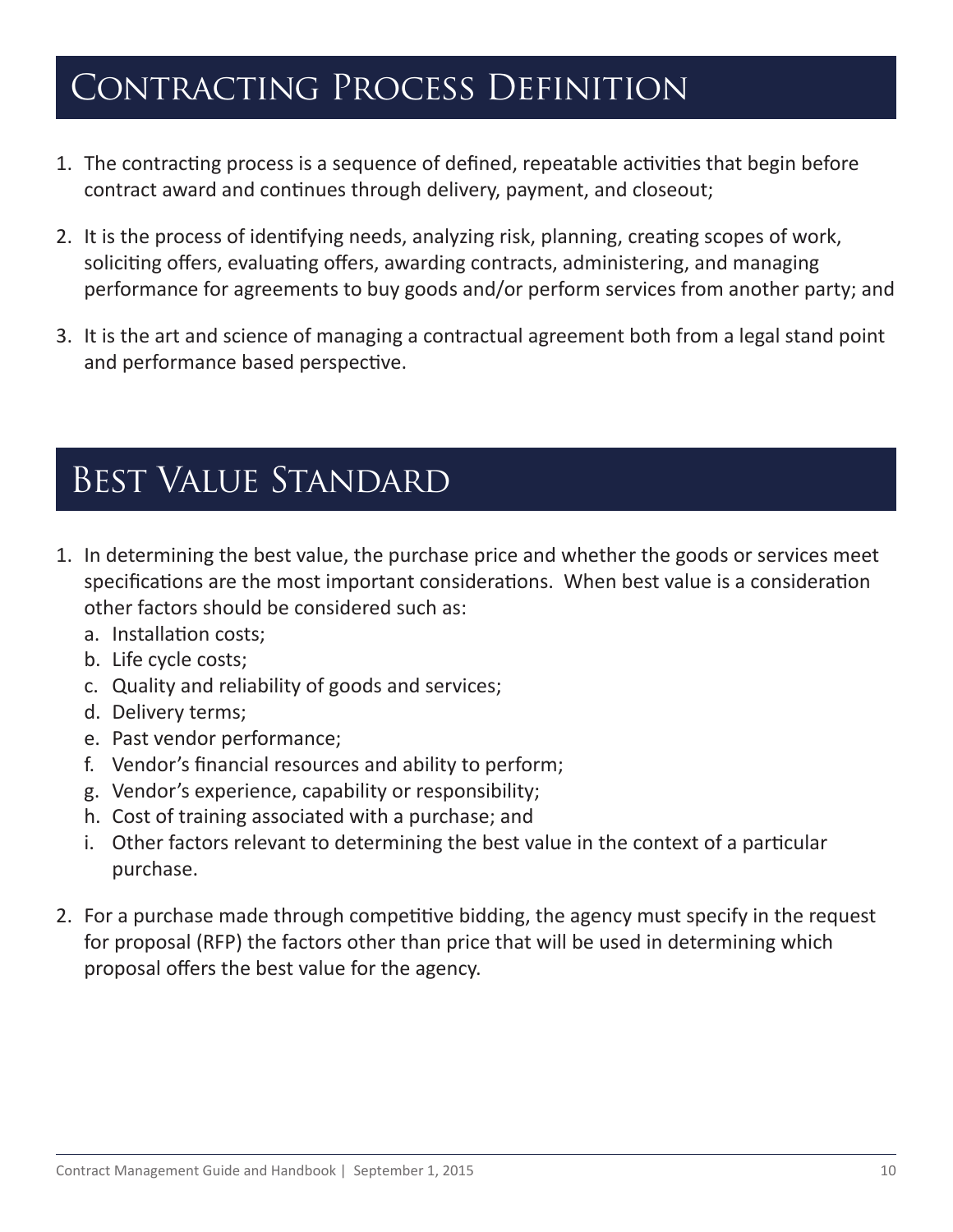# Contracting Process Definition

1. The contracting process is a sequence of defined, repeatable activities that begin before contract award and continues through delivery, payment, and closeout;
2. It is the process of identifying needs, analyzing risk, planning, creating scopes of work, soliciting offers, evaluating offers, awarding contracts, administering, and managing performance for agreements to buy goods and/or perform services from another party; and
3. It is the art and science of managing a contractual agreement both from a legal stand point and performance based perspective.

# Best Value Standard

1. In determining the best value, the purchase price and whether the goods or services meet specifications are the most important considerations. When best value is a consideration other factors should be considered such as:
   a. Installation costs;
   b. Life cycle costs;
   c. Quality and reliability of goods and services;
   d. Delivery terms;
   e. Past vendor performance;
   f. Vendor's financial resources and ability to perform;
   g. Vendor's experience, capability or responsibility;
   h. Cost of training associated with a purchase; and
   i. Other factors relevant to determining the best value in the context of a particular purchase.
2. For a purchase made through competitive bidding, the agency must specify in the request for proposal (RFP) the factors other than price that will be used in determining which proposal offers the best value for the agency.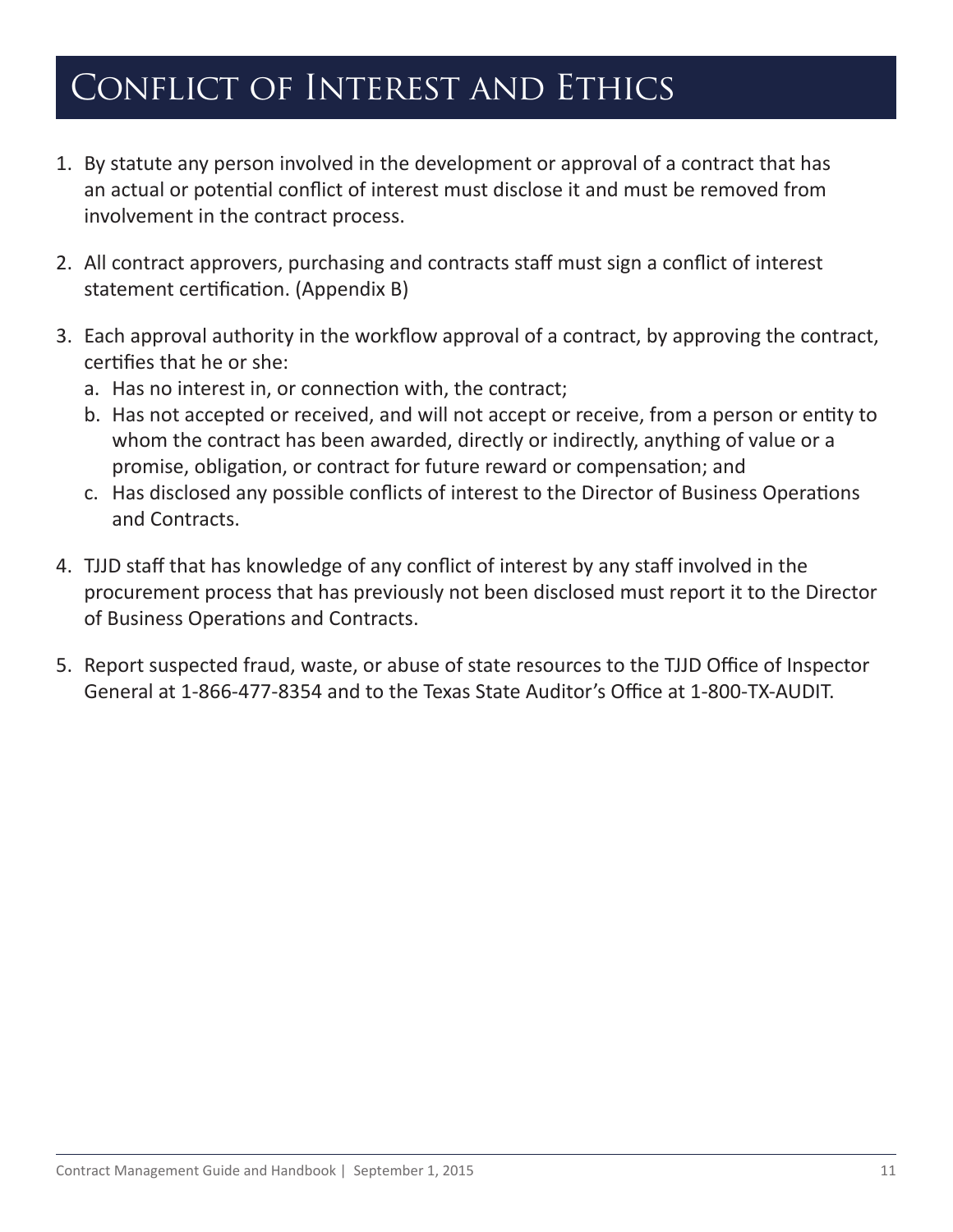# Conflict of Interest and Ethics

1. By statute any person involved in the development or approval of a contract that has an actual or potential conflict of interest must disclose it and must be removed from involvement in the contract process.

2. All contract approvers, purchasing and contracts staff must sign a conflict of interest statement certification. (Appendix B)

3. Each approval authority in the workflow approval of a contract, by approving the contract, certifies that he or she:
   a. Has no interest in, or connection with, the contract;
   b. Has not accepted or received, and will not accept or receive, from a person or entity to whom the contract has been awarded, directly or indirectly, anything of value or a promise, obligation, or contract for future reward or compensation; and
   c. Has disclosed any possible conflicts of interest to the Director of Business Operations and Contracts.

4. TJJD staff that has knowledge of any conflict of interest by any staff involved in the procurement process that has previously not been disclosed must report it to the Director of Business Operations and Contracts.

5. Report suspected fraud, waste, or abuse of state resources to the TJJD Office of Inspector General at 1-866-477-8354 and to the Texas State Auditor's Office at 1-800-TX-AUDIT.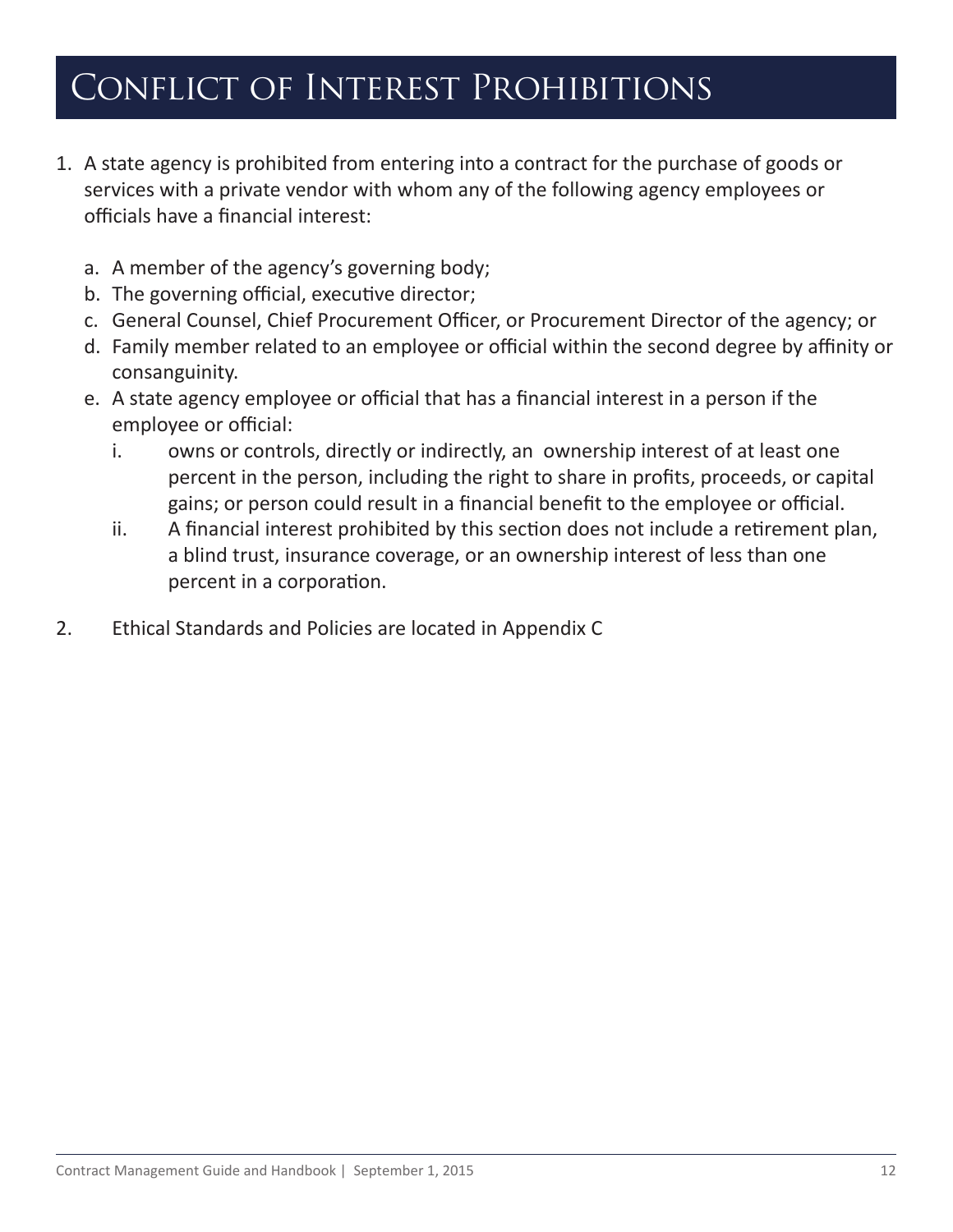# Conflict of Interest Prohibitions

1. A state agency is prohibited from entering into a contract for the purchase of goods or services with a private vendor with whom any of the following agency employees or officials have a financial interest:

   a. A member of the agency's governing body;
   b. The governing official, executive director;
   c. General Counsel, Chief Procurement Officer, or Procurement Director of the agency; or
   d. Family member related to an employee or official within the second degree by affinity or consanguinity.
   e. A state agency employee or official that has a financial interest in a person if the employee or official:
      i. owns or controls, directly or indirectly, an ownership interest of at least one percent in the person, including the right to share in profits, proceeds, or capital gains; or person could result in a financial benefit to the employee or official.
      ii. A financial interest prohibited by this section does not include a retirement plan, a blind trust, insurance coverage, or an ownership interest of less than one percent in a corporation.

2. Ethical Standards and Policies are located in Appendix C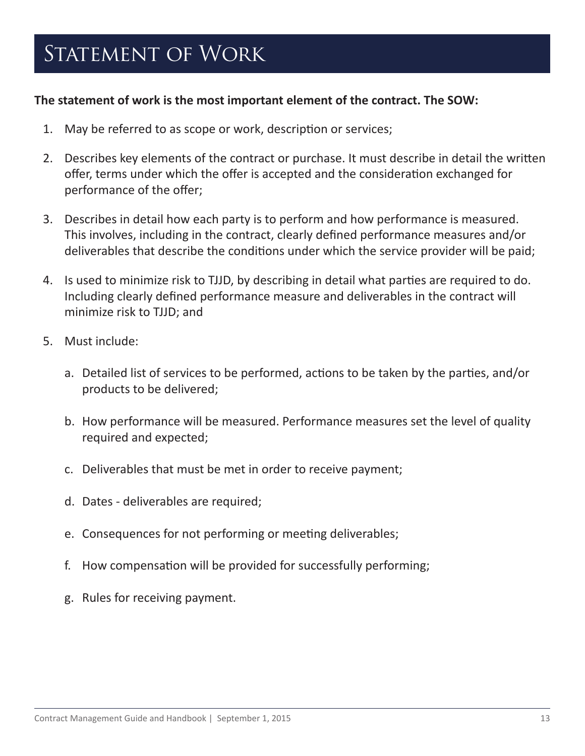# Statement of Work

**The statement of work is the most important element of the contract. The SOW:**

1. May be referred to as scope or work, description or services;

2. Describes key elements of the contract or purchase. It must describe in detail the written offer, terms under which the offer is accepted and the consideration exchanged for performance of the offer;

3. Describes in detail how each party is to perform and how performance is measured. This involves, including in the contract, clearly defined performance measures and/or deliverables that describe the conditions under which the service provider will be paid;

4. Is used to minimize risk to TJJD, by describing in detail what parties are required to do. Including clearly defined performance measure and deliverables in the contract will minimize risk to TJJD; and

5. Must include:

   a. Detailed list of services to be performed, actions to be taken by the parties, and/or products to be delivered;

   b. How performance will be measured. Performance measures set the level of quality required and expected;

   c. Deliverables that must be met in order to receive payment;

   d. Dates - deliverables are required;

   e. Consequences for not performing or meeting deliverables;

   f. How compensation will be provided for successfully performing;

   g. Rules for receiving payment.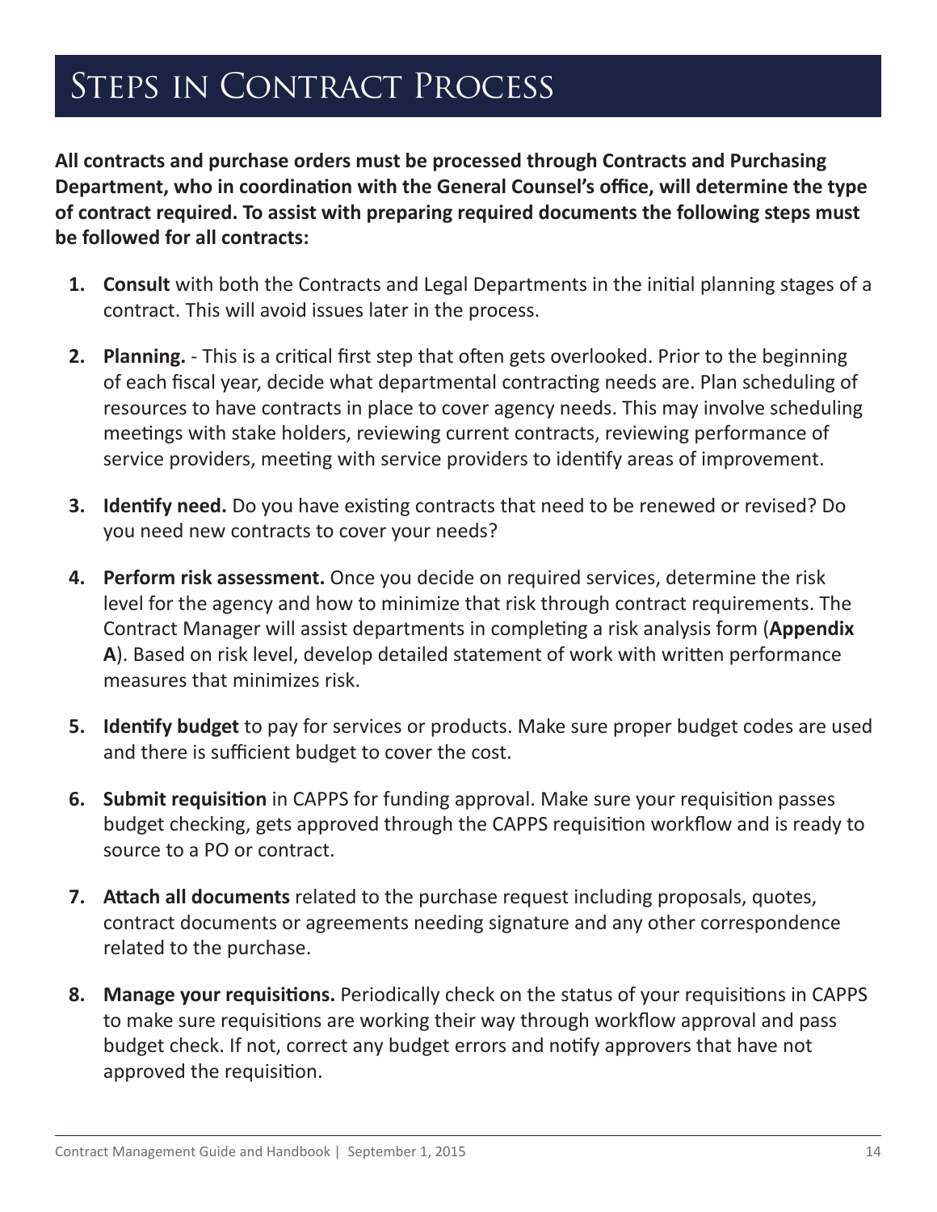# Steps in Contract Process

**All contracts and purchase orders must be processed through Contracts and Purchasing Department, who in coordination with the General Counsel's office, will determine the type of contract required. To assist with preparing required documents the following steps must be followed for all contracts:**

1. **Consult** with both the Contracts and Legal Departments in the initial planning stages of a contract. This will avoid issues later in the process.

2. **Planning.** - This is a critical first step that often gets overlooked. Prior to the beginning of each fiscal year, decide what departmental contracting needs are. Plan scheduling of resources to have contracts in place to cover agency needs. This may involve scheduling meetings with stake holders, reviewing current contracts, reviewing performance of service providers, meeting with service providers to identify areas of improvement.

3. **Identify need.** Do you have existing contracts that need to be renewed or revised? Do you need new contracts to cover your needs?

4. **Perform risk assessment.** Once you decide on required services, determine the risk level for the agency and how to minimize that risk through contract requirements. The Contract Manager will assist departments in completing a risk analysis form (**Appendix A**). Based on risk level, develop detailed statement of work with written performance measures that minimizes risk.

5. **Identify budget** to pay for services or products. Make sure proper budget codes are used and there is sufficient budget to cover the cost.

6. **Submit requisition** in CAPPS for funding approval. Make sure your requisition passes budget checking, gets approved through the CAPPS requisition workflow and is ready to source to a PO or contract.

7. **Attach all documents** related to the purchase request including proposals, quotes, contract documents or agreements needing signature and any other correspondence related to the purchase.

8. **Manage your requisitions.** Periodically check on the status of your requisitions in CAPPS to make sure requisitions are working their way through workflow approval and pass budget check. If not, correct any budget errors and notify approvers that have not approved the requisition.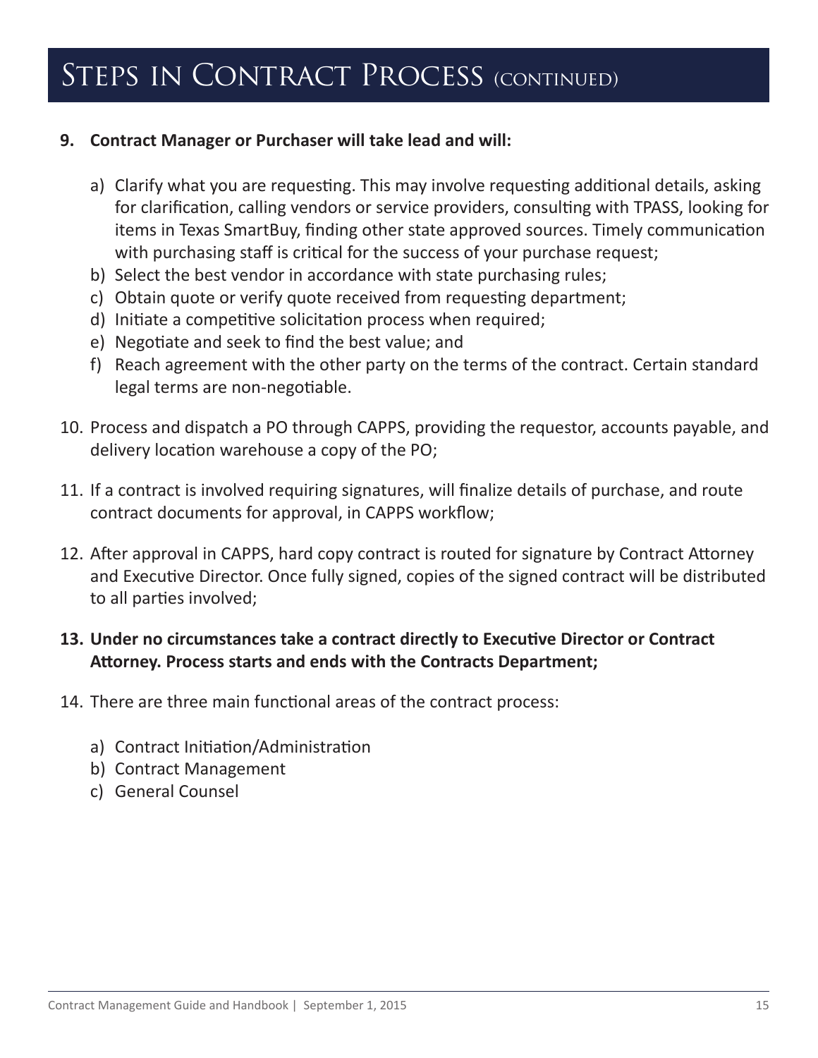# Steps in Contract Process (continued)

9. **Contract Manager or Purchaser will take lead and will:**

   a) Clarify what you are requesting. This may involve requesting additional details, asking for clarification, calling vendors or service providers, consulting with TPASS, looking for items in Texas SmartBuy, finding other state approved sources. Timely communication with purchasing staff is critical for the success of your purchase request;
   b) Select the best vendor in accordance with state purchasing rules;
   c) Obtain quote or verify quote received from requesting department;
   d) Initiate a competitive solicitation process when required;
   e) Negotiate and seek to find the best value; and
   f) Reach agreement with the other party on the terms of the contract. Certain standard legal terms are non-negotiable.

10. Process and dispatch a PO through CAPPS, providing the requestor, accounts payable, and delivery location warehouse a copy of the PO;

11. If a contract is involved requiring signatures, will finalize details of purchase, and route contract documents for approval, in CAPPS workflow;

12. After approval in CAPPS, hard copy contract is routed for signature by Contract Attorney and Executive Director. Once fully signed, copies of the signed contract will be distributed to all parties involved;

13. **Under no circumstances take a contract directly to Executive Director or Contract Attorney. Process starts and ends with the Contracts Department;**

14. There are three main functional areas of the contract process:

    a) Contract Initiation/Administration
    b) Contract Management
    c) General Counsel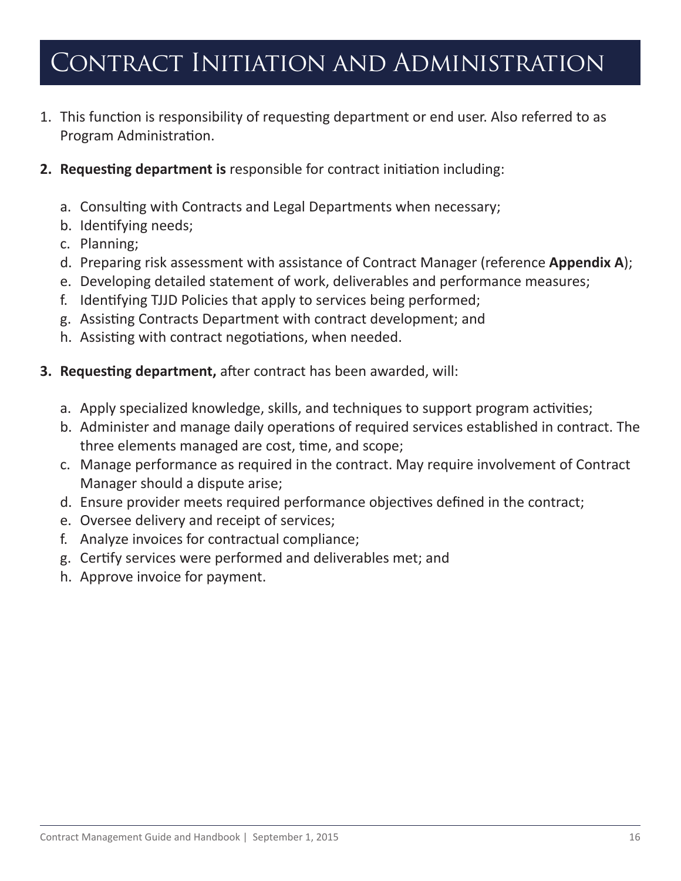# Contract Initiation and Administration

1. This function is responsibility of requesting department or end user. Also referred to as Program Administration.

2. **Requesting department is** responsible for contract initiation including:

   a. Consulting with Contracts and Legal Departments when necessary;
   b. Identifying needs;
   c. Planning;
   d. Preparing risk assessment with assistance of Contract Manager (reference **Appendix A**);
   e. Developing detailed statement of work, deliverables and performance measures;
   f. Identifying TJJD Policies that apply to services being performed;
   g. Assisting Contracts Department with contract development; and
   h. Assisting with contract negotiations, when needed.

3. **Requesting department,** after contract has been awarded, will:

   a. Apply specialized knowledge, skills, and techniques to support program activities;
   b. Administer and manage daily operations of required services established in contract. The three elements managed are cost, time, and scope;
   c. Manage performance as required in the contract. May require involvement of Contract Manager should a dispute arise;
   d. Ensure provider meets required performance objectives defined in the contract;
   e. Oversee delivery and receipt of services;
   f. Analyze invoices for contractual compliance;
   g. Certify services were performed and deliverables met; and
   h. Approve invoice for payment.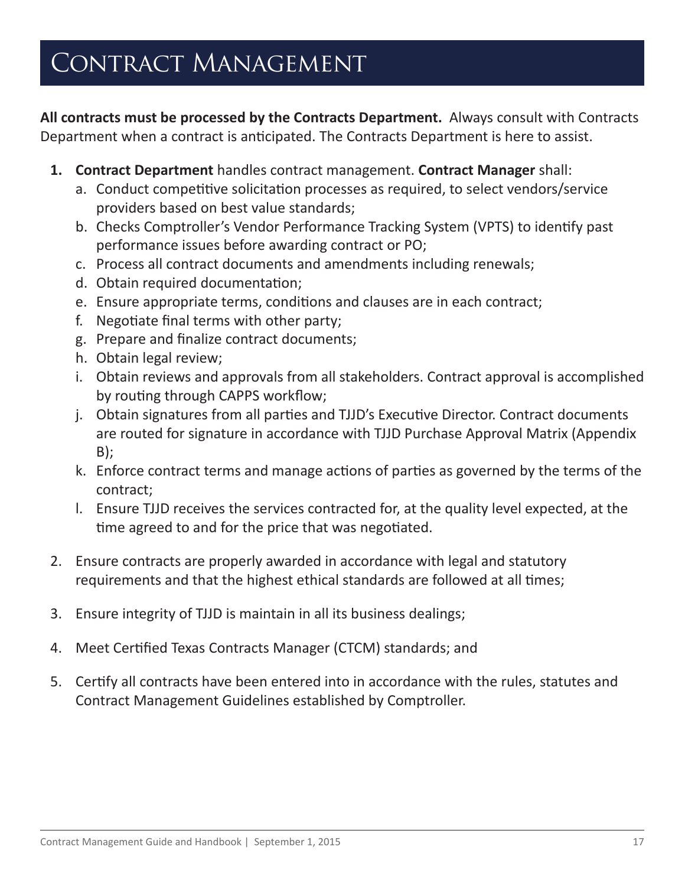# Contract Management

**All contracts must be processed by the Contracts Department.** Always consult with Contracts Department when a contract is anticipated. The Contracts Department is here to assist.

1. **Contract Department** handles contract management. **Contract Manager** shall:
   a. Conduct competitive solicitation processes as required, to select vendors/service providers based on best value standards;
   b. Checks Comptroller's Vendor Performance Tracking System (VPTS) to identify past performance issues before awarding contract or PO;
   c. Process all contract documents and amendments including renewals;
   d. Obtain required documentation;
   e. Ensure appropriate terms, conditions and clauses are in each contract;
   f. Negotiate final terms with other party;
   g. Prepare and finalize contract documents;
   h. Obtain legal review;
   i. Obtain reviews and approvals from all stakeholders. Contract approval is accomplished by routing through CAPPS workflow;
   j. Obtain signatures from all parties and TJJD's Executive Director. Contract documents are routed for signature in accordance with TJJD Purchase Approval Matrix (Appendix B);
   k. Enforce contract terms and manage actions of parties as governed by the terms of the contract;
   l. Ensure TJJD receives the services contracted for, at the quality level expected, at the time agreed to and for the price that was negotiated.

2. Ensure contracts are properly awarded in accordance with legal and statutory requirements and that the highest ethical standards are followed at all times;

3. Ensure integrity of TJJD is maintain in all its business dealings;

4. Meet Certified Texas Contracts Manager (CTCM) standards; and

5. Certify all contracts have been entered into in accordance with the rules, statutes and Contract Management Guidelines established by Comptroller.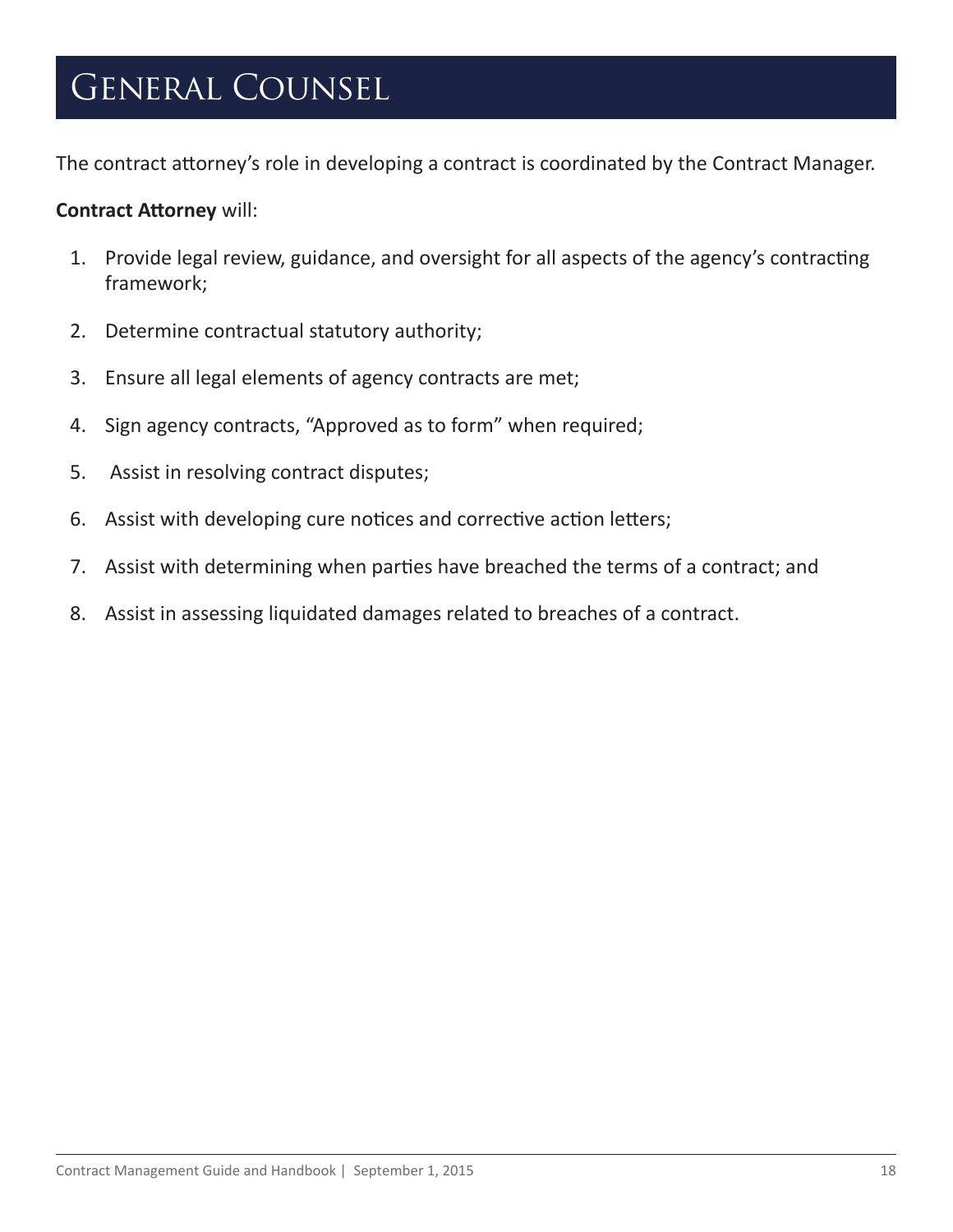# General Counsel

The contract attorney's role in developing a contract is coordinated by the Contract Manager.

**Contract Attorney** will:

1. Provide legal review, guidance, and oversight for all aspects of the agency's contracting framework;
2. Determine contractual statutory authority;
3. Ensure all legal elements of agency contracts are met;
4. Sign agency contracts, "Approved as to form" when required;
5. Assist in resolving contract disputes;
6. Assist with developing cure notices and corrective action letters;
7. Assist with determining when parties have breached the terms of a contract; and
8. Assist in assessing liquidated damages related to breaches of a contract.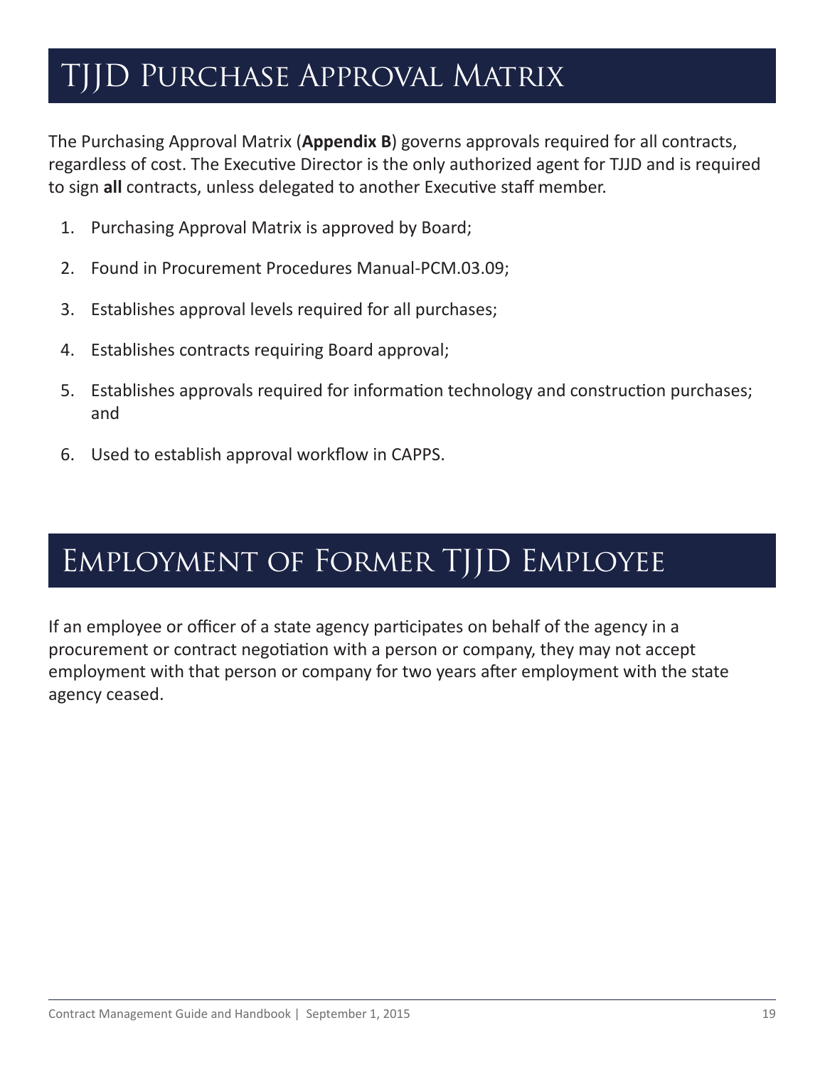# TJJD Purchase Approval Matrix

The Purchasing Approval Matrix (**Appendix B**) governs approvals required for all contracts, regardless of cost. The Executive Director is the only authorized agent for TJJD and is required to sign **all** contracts, unless delegated to another Executive staff member.

1. Purchasing Approval Matrix is approved by Board;
2. Found in Procurement Procedures Manual-PCM.03.09;
3. Establishes approval levels required for all purchases;
4. Establishes contracts requiring Board approval;
5. Establishes approvals required for information technology and construction purchases; and
6. Used to establish approval workflow in CAPPS.

# Employment of Former TJJD Employee

If an employee or officer of a state agency participates on behalf of the agency in a procurement or contract negotiation with a person or company, they may not accept employment with that person or company for two years after employment with the state agency ceased.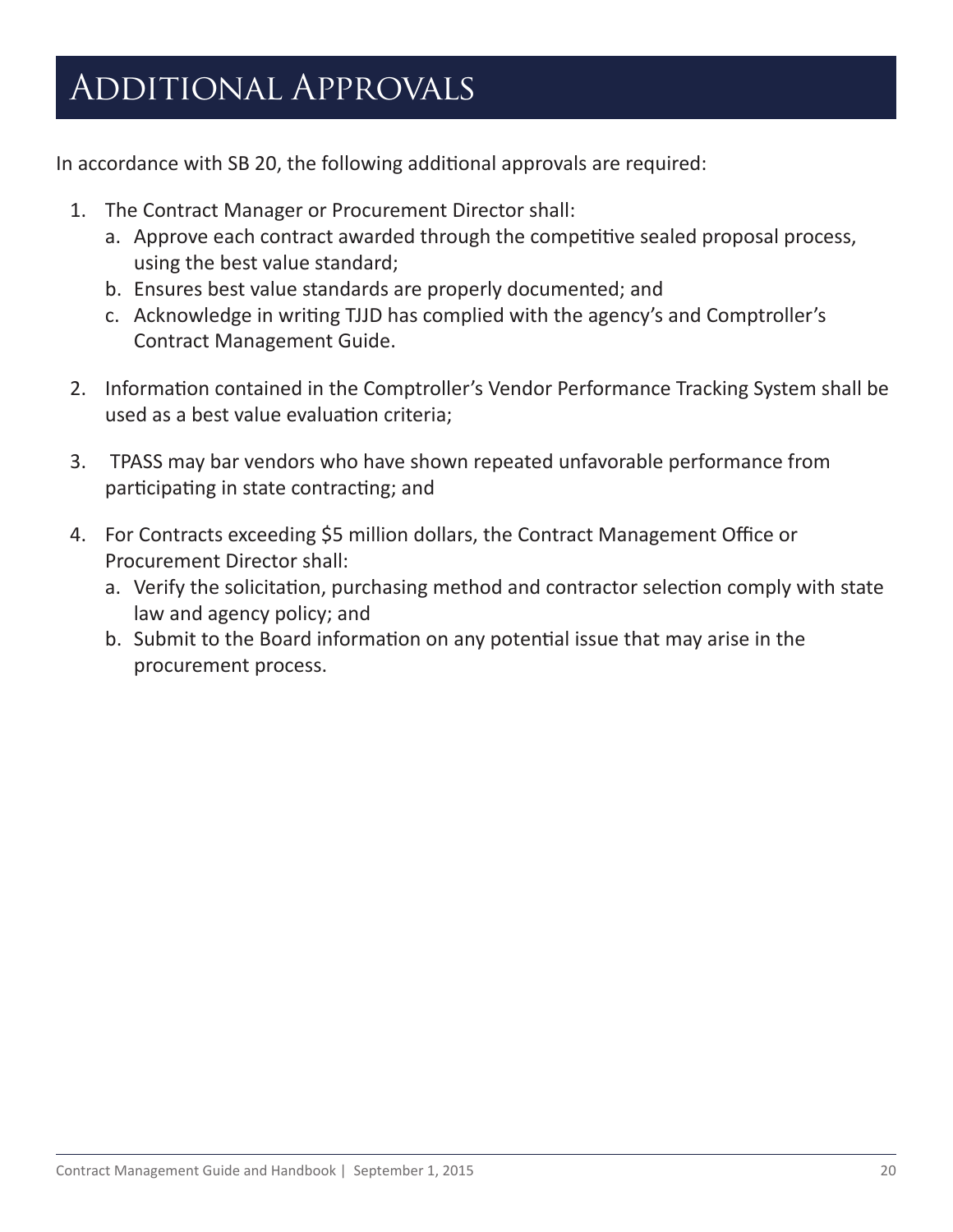# Additional Approvals

In accordance with SB 20, the following additional approvals are required:

1. The Contract Manager or Procurement Director shall:
    a. Approve each contract awarded through the competitive sealed proposal process, using the best value standard;
    b. Ensures best value standards are properly documented; and
    c. Acknowledge in writing TJJD has complied with the agency's and Comptroller's Contract Management Guide.
2. Information contained in the Comptroller's Vendor Performance Tracking System shall be used as a best value evaluation criteria;
3. TPASS may bar vendors who have shown repeated unfavorable performance from participating in state contracting; and
4. For Contracts exceeding $5 million dollars, the Contract Management Office or Procurement Director shall:
    a. Verify the solicitation, purchasing method and contractor selection comply with state law and agency policy; and
    b. Submit to the Board information on any potential issue that may arise in the procurement process.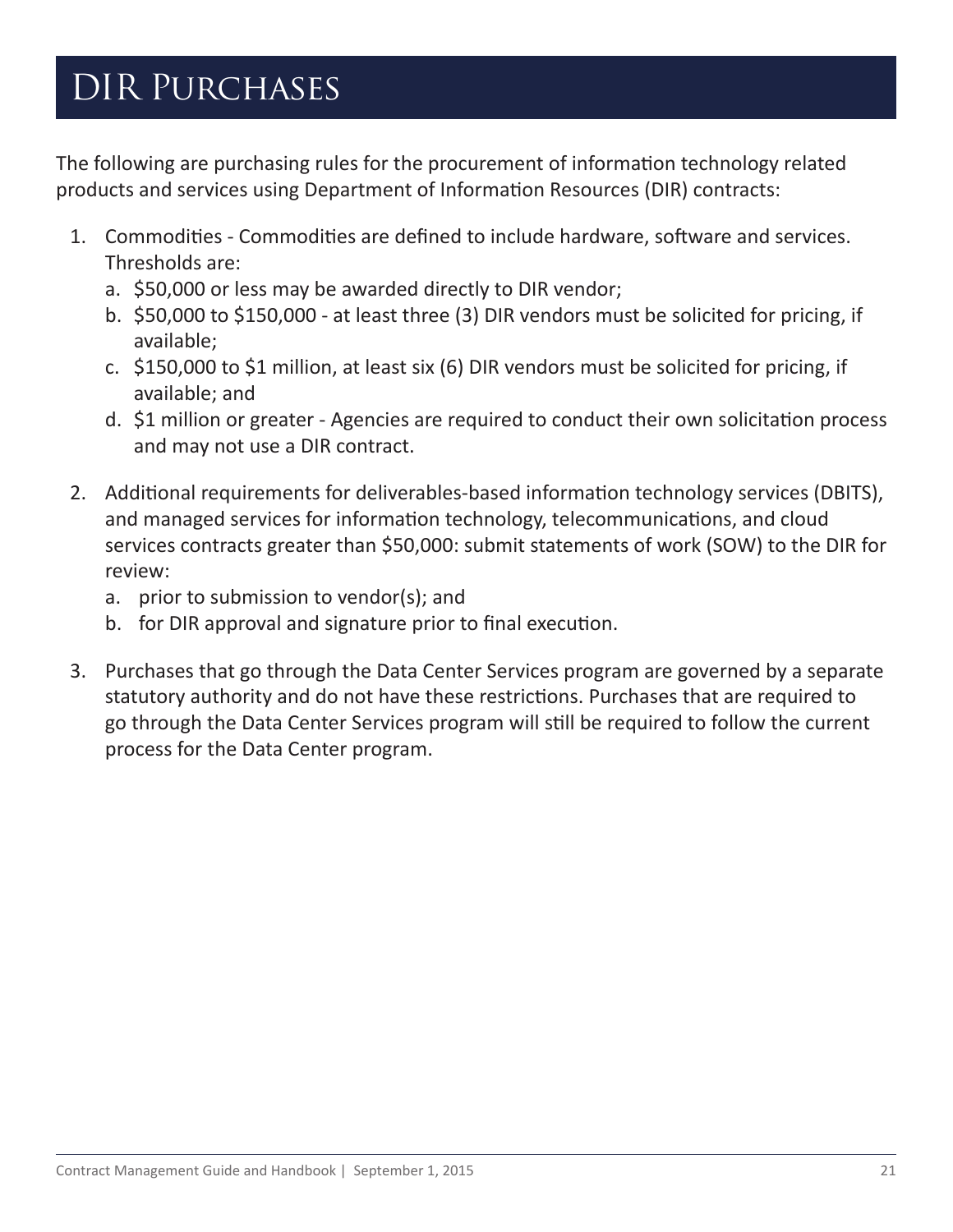# DIR Purchases

The following are purchasing rules for the procurement of information technology related products and services using Department of Information Resources (DIR) contracts:

1. Commodities - Commodities are defined to include hardware, software and services. Thresholds are:
   a. $50,000 or less may be awarded directly to DIR vendor;
   b. $50,000 to $150,000 - at least three (3) DIR vendors must be solicited for pricing, if available;
   c. $150,000 to $1 million, at least six (6) DIR vendors must be solicited for pricing, if available; and
   d. $1 million or greater - Agencies are required to conduct their own solicitation process and may not use a DIR contract.

2. Additional requirements for deliverables-based information technology services (DBITS), and managed services for information technology, telecommunications, and cloud services contracts greater than $50,000: submit statements of work (SOW) to the DIR for review:
   a. prior to submission to vendor(s); and
   b. for DIR approval and signature prior to final execution.

3. Purchases that go through the Data Center Services program are governed by a separate statutory authority and do not have these restrictions. Purchases that are required to go through the Data Center Services program will still be required to follow the current process for the Data Center program.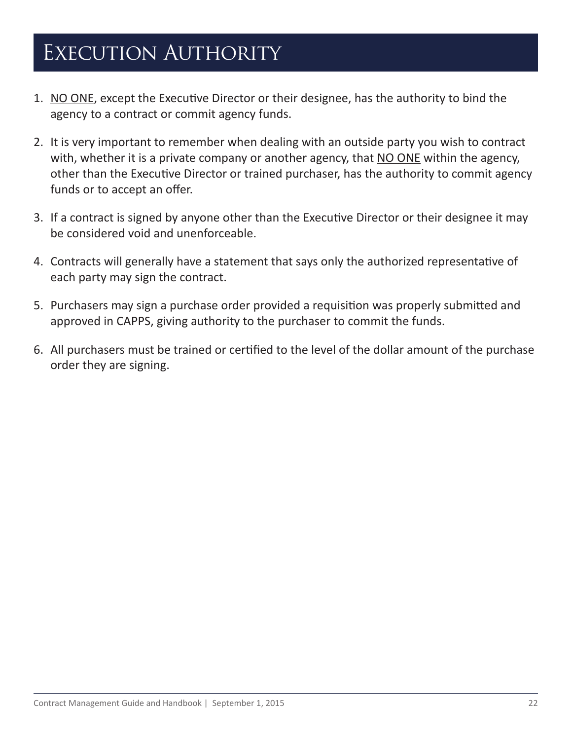# Execution Authority

1. NO ONE, except the Executive Director or their designee, has the authority to bind the agency to a contract or commit agency funds.
2. It is very important to remember when dealing with an outside party you wish to contract with, whether it is a private company or another agency, that NO ONE within the agency, other than the Executive Director or trained purchaser, has the authority to commit agency funds or to accept an offer.
3. If a contract is signed by anyone other than the Executive Director or their designee it may be considered void and unenforceable.
4. Contracts will generally have a statement that says only the authorized representative of each party may sign the contract.
5. Purchasers may sign a purchase order provided a requisition was properly submitted and approved in CAPPS, giving authority to the purchaser to commit the funds.
6. All purchasers must be trained or certified to the level of the dollar amount of the purchase order they are signing.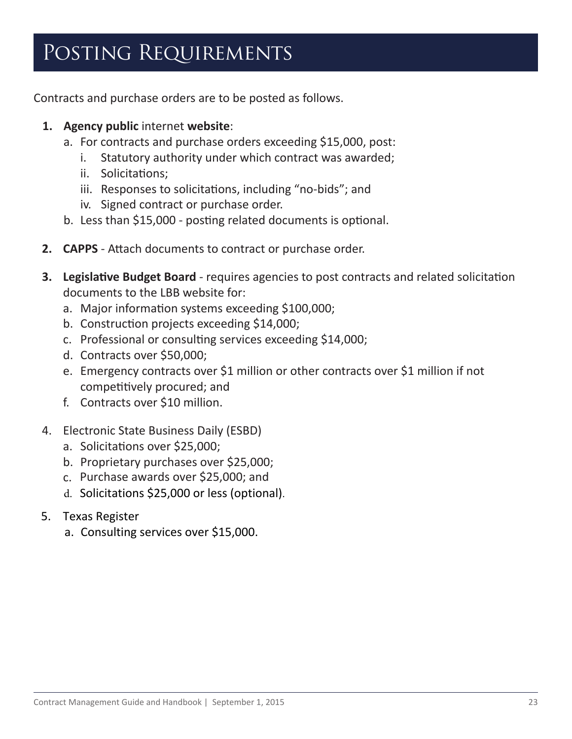# Posting Requirements

Contracts and purchase orders are to be posted as follows.

1. **Agency public** internet **website**:
   a. For contracts and purchase orders exceeding $15,000, post:
      i. Statutory authority under which contract was awarded;
      ii. Solicitations;
      iii. Responses to solicitations, including "no-bids"; and
      iv. Signed contract or purchase order.
   b. Less than $15,000 - posting related documents is optional.

2. **CAPPS** - Attach documents to contract or purchase order.

3. **Legislative Budget Board** - requires agencies to post contracts and related solicitation documents to the LBB website for:
   a. Major information systems exceeding $100,000;
   b. Construction projects exceeding $14,000;
   c. Professional or consulting services exceeding $14,000;
   d. Contracts over $50,000;
   e. Emergency contracts over $1 million or other contracts over $1 million if not competitively procured; and
   f. Contracts over $10 million.

4. Electronic State Business Daily (ESBD)
   a. Solicitations over $25,000;
   b. Proprietary purchases over $25,000;
   c. Purchase awards over $25,000; and
   d. Solicitations $25,000 or less (optional).

5. Texas Register
   a. Consulting services over $15,000.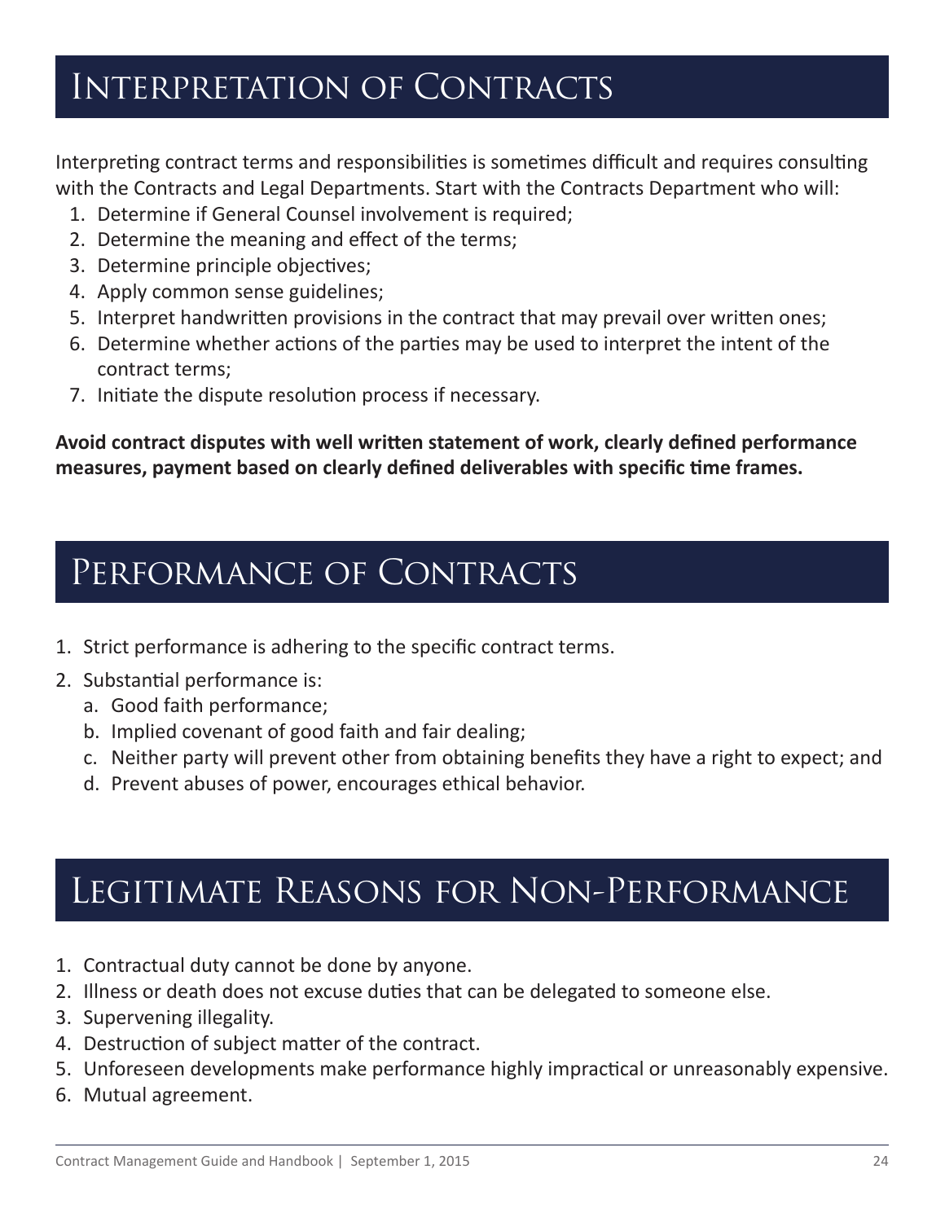# Interpretation of Contracts

Interpreting contract terms and responsibilities is sometimes difficult and requires consulting with the Contracts and Legal Departments. Start with the Contracts Department who will:

1. Determine if General Counsel involvement is required;
2. Determine the meaning and effect of the terms;
3. Determine principle objectives;
4. Apply common sense guidelines;
5. Interpret handwritten provisions in the contract that may prevail over written ones;
6. Determine whether actions of the parties may be used to interpret the intent of the contract terms;
7. Initiate the dispute resolution process if necessary.

**Avoid contract disputes with well written statement of work, clearly defined performance measures, payment based on clearly defined deliverables with specific time frames.**

# Performance of Contracts

1. Strict performance is adhering to the specific contract terms.
2. Substantial performance is:
   a. Good faith performance;
   b. Implied covenant of good faith and fair dealing;
   c. Neither party will prevent other from obtaining benefits they have a right to expect; and
   d. Prevent abuses of power, encourages ethical behavior.

# Legitimate Reasons for Non-Performance

1. Contractual duty cannot be done by anyone.
2. Illness or death does not excuse duties that can be delegated to someone else.
3. Supervening illegality.
4. Destruction of subject matter of the contract.
5. Unforeseen developments make performance highly impractical or unreasonably expensive.
6. Mutual agreement.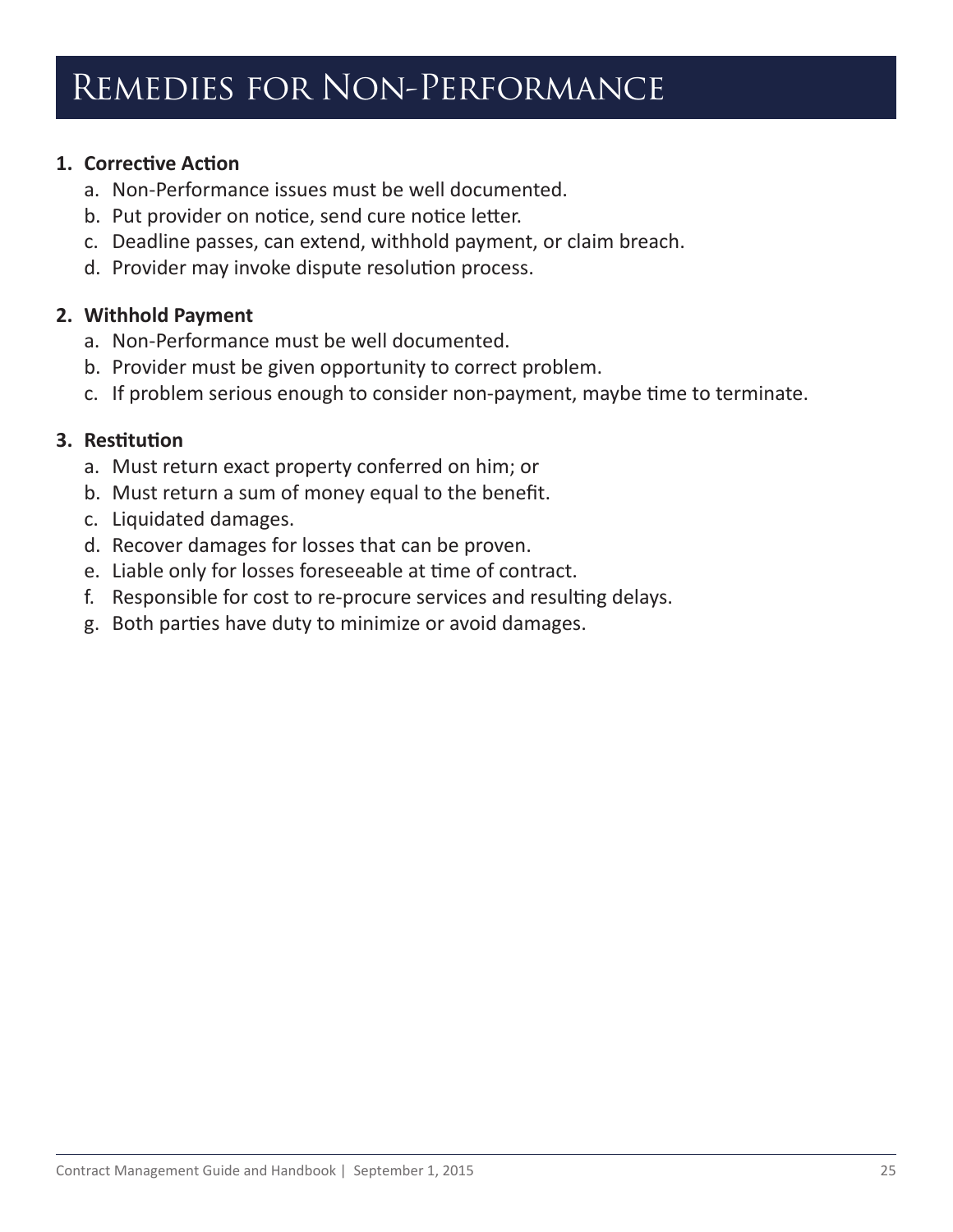# Remedies for Non-Performance

1. **Corrective Action**
   a. Non-Performance issues must be well documented.
   b. Put provider on notice, send cure notice letter.
   c. Deadline passes, can extend, withhold payment, or claim breach.
   d. Provider may invoke dispute resolution process.

2. **Withhold Payment**
   a. Non-Performance must be well documented.
   b. Provider must be given opportunity to correct problem.
   c. If problem serious enough to consider non-payment, maybe time to terminate.

3. **Restitution**
   a. Must return exact property conferred on him; or
   b. Must return a sum of money equal to the benefit.
   c. Liquidated damages.
   d. Recover damages for losses that can be proven.
   e. Liable only for losses foreseeable at time of contract.
   f. Responsible for cost to re-procure services and resulting delays.
   g. Both parties have duty to minimize or avoid damages.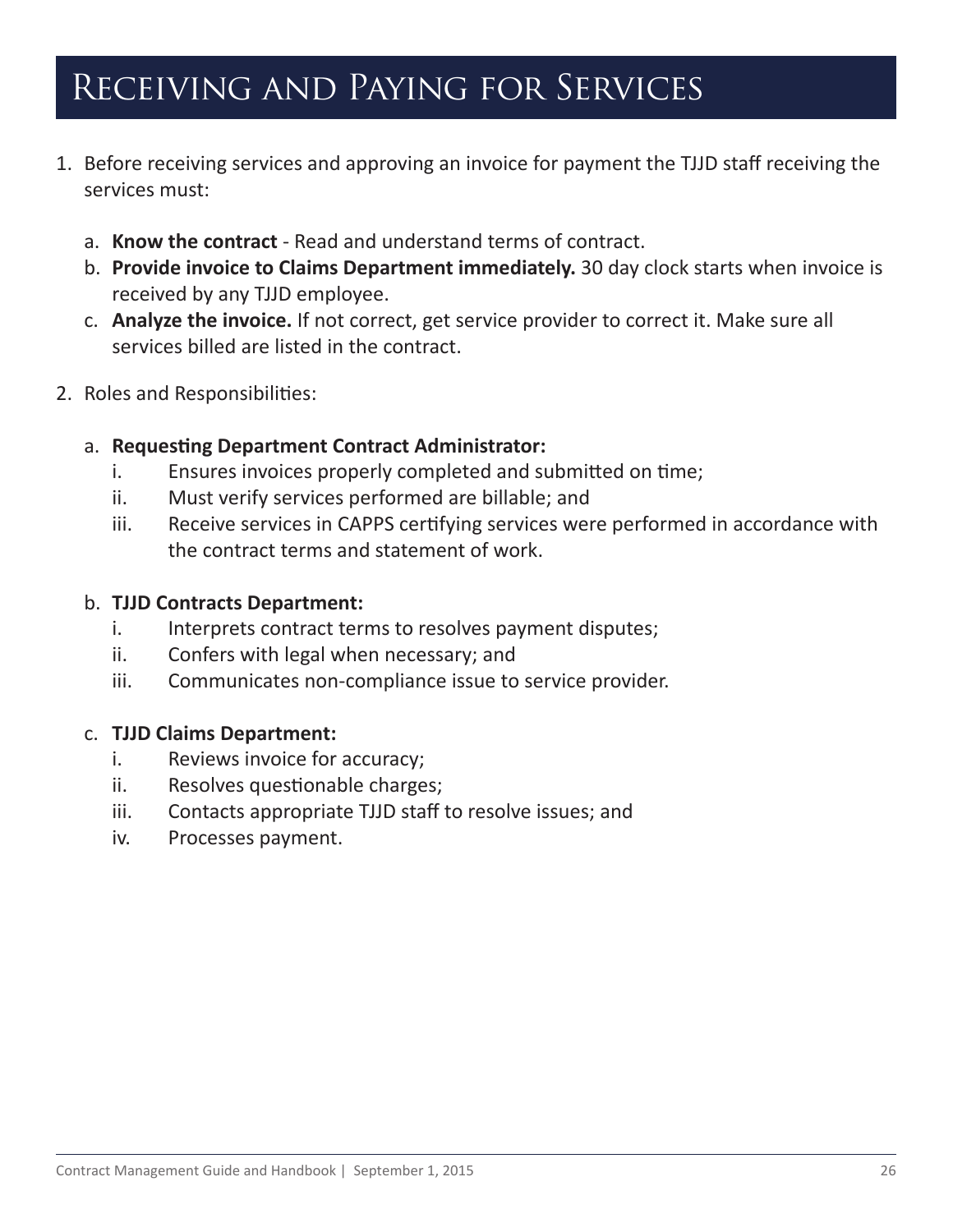# Receiving and Paying for Services

1. Before receiving services and approving an invoice for payment the TJJD staff receiving the services must:

   a. **Know the contract** - Read and understand terms of contract.

   b. **Provide invoice to Claims Department immediately.** 30 day clock starts when invoice is received by any TJJD employee.

   c. **Analyze the invoice.** If not correct, get service provider to correct it. Make sure all services billed are listed in the contract.

2. Roles and Responsibilities:

   a. **Requesting Department Contract Administrator:**

      i. Ensures invoices properly completed and submitted on time;

      ii. Must verify services performed are billable; and

      iii. Receive services in CAPPS certifying services were performed in accordance with the contract terms and statement of work.

   b. **TJJD Contracts Department:**

      i. Interprets contract terms to resolves payment disputes;

      ii. Confers with legal when necessary; and

      iii. Communicates non-compliance issue to service provider.

   c. **TJJD Claims Department:**

      i. Reviews invoice for accuracy;

      ii. Resolves questionable charges;

      iii. Contacts appropriate TJJD staff to resolve issues; and

      iv. Processes payment.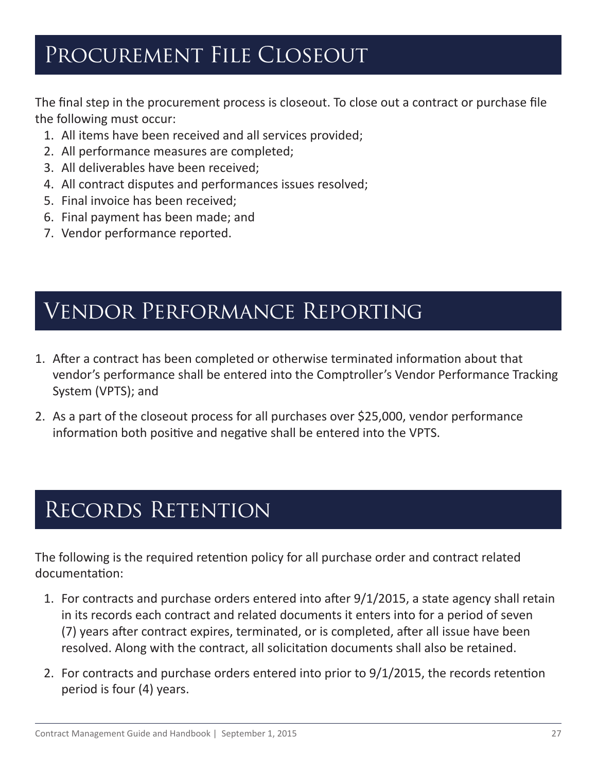# Procurement File Closeout

The final step in the procurement process is closeout. To close out a contract or purchase file the following must occur:

1. All items have been received and all services provided;
2. All performance measures are completed;
3. All deliverables have been received;
4. All contract disputes and performances issues resolved;
5. Final invoice has been received;
6. Final payment has been made; and
7. Vendor performance reported.

# Vendor Performance Reporting

1. After a contract has been completed or otherwise terminated information about that vendor's performance shall be entered into the Comptroller's Vendor Performance Tracking System (VPTS); and
2. As a part of the closeout process for all purchases over $25,000, vendor performance information both positive and negative shall be entered into the VPTS.

# Records Retention

The following is the required retention policy for all purchase order and contract related documentation:

1. For contracts and purchase orders entered into after 9/1/2015, a state agency shall retain in its records each contract and related documents it enters into for a period of seven (7) years after contract expires, terminated, or is completed, after all issue have been resolved. Along with the contract, all solicitation documents shall also be retained.
2. For contracts and purchase orders entered into prior to 9/1/2015, the records retention period is four (4) years.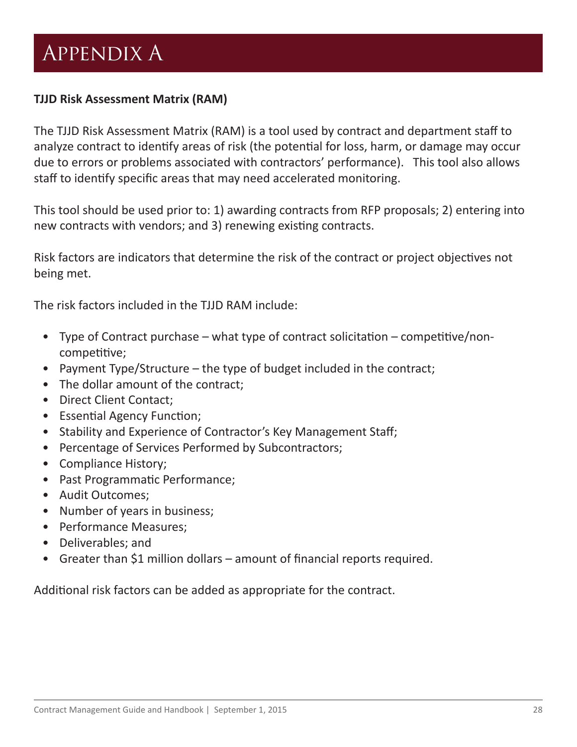# Appendix A

**TJJD Risk Assessment Matrix (RAM)**

The TJJD Risk Assessment Matrix (RAM) is a tool used by contract and department staff to analyze contract to identify areas of risk (the potential for loss, harm, or damage may occur due to errors or problems associated with contractors' performance). This tool also allows staff to identify specific areas that may need accelerated monitoring.

This tool should be used prior to: 1) awarding contracts from RFP proposals; 2) entering into new contracts with vendors; and 3) renewing existing contracts.

Risk factors are indicators that determine the risk of the contract or project objectives not being met.

The risk factors included in the TJJD RAM include:

- Type of Contract purchase – what type of contract solicitation – competitive/non-competitive;
- Payment Type/Structure – the type of budget included in the contract;
- The dollar amount of the contract;
- Direct Client Contact;
- Essential Agency Function;
- Stability and Experience of Contractor's Key Management Staff;
- Percentage of Services Performed by Subcontractors;
- Compliance History;
- Past Programmatic Performance;
- Audit Outcomes;
- Number of years in business;
- Performance Measures;
- Deliverables; and
- Greater than $1 million dollars – amount of financial reports required.

Additional risk factors can be added as appropriate for the contract.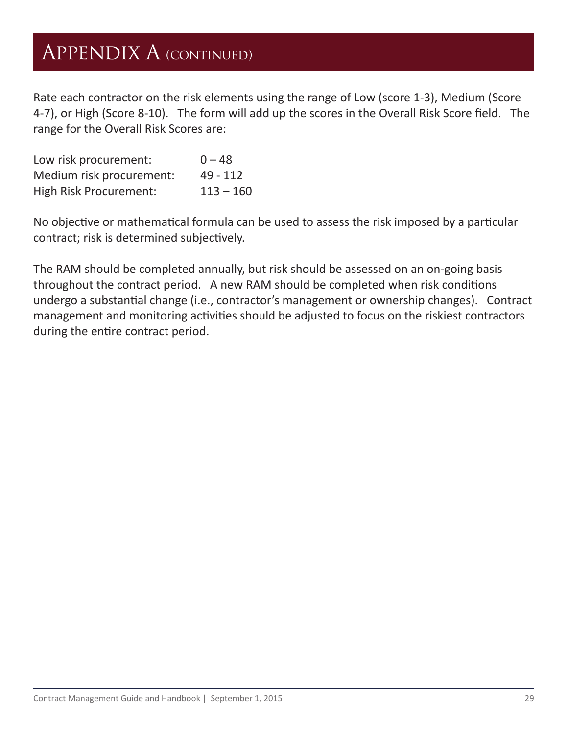# Appendix A (continued)

Rate each contractor on the risk elements using the range of Low (score 1-3), Medium (Score 4-7), or High (Score 8-10). The form will add up the scores in the Overall Risk Score field. The range for the Overall Risk Scores are:

| | |
|---|---|
| Low risk procurement: | 0 – 48 |
| Medium risk procurement: | 49 - 112 |
| High Risk Procurement: | 113 – 160 |

No objective or mathematical formula can be used to assess the risk imposed by a particular contract; risk is determined subjectively.

The RAM should be completed annually, but risk should be assessed on an on-going basis throughout the contract period. A new RAM should be completed when risk conditions undergo a substantial change (i.e., contractor's management or ownership changes). Contract management and monitoring activities should be adjusted to focus on the riskiest contractors during the entire contract period.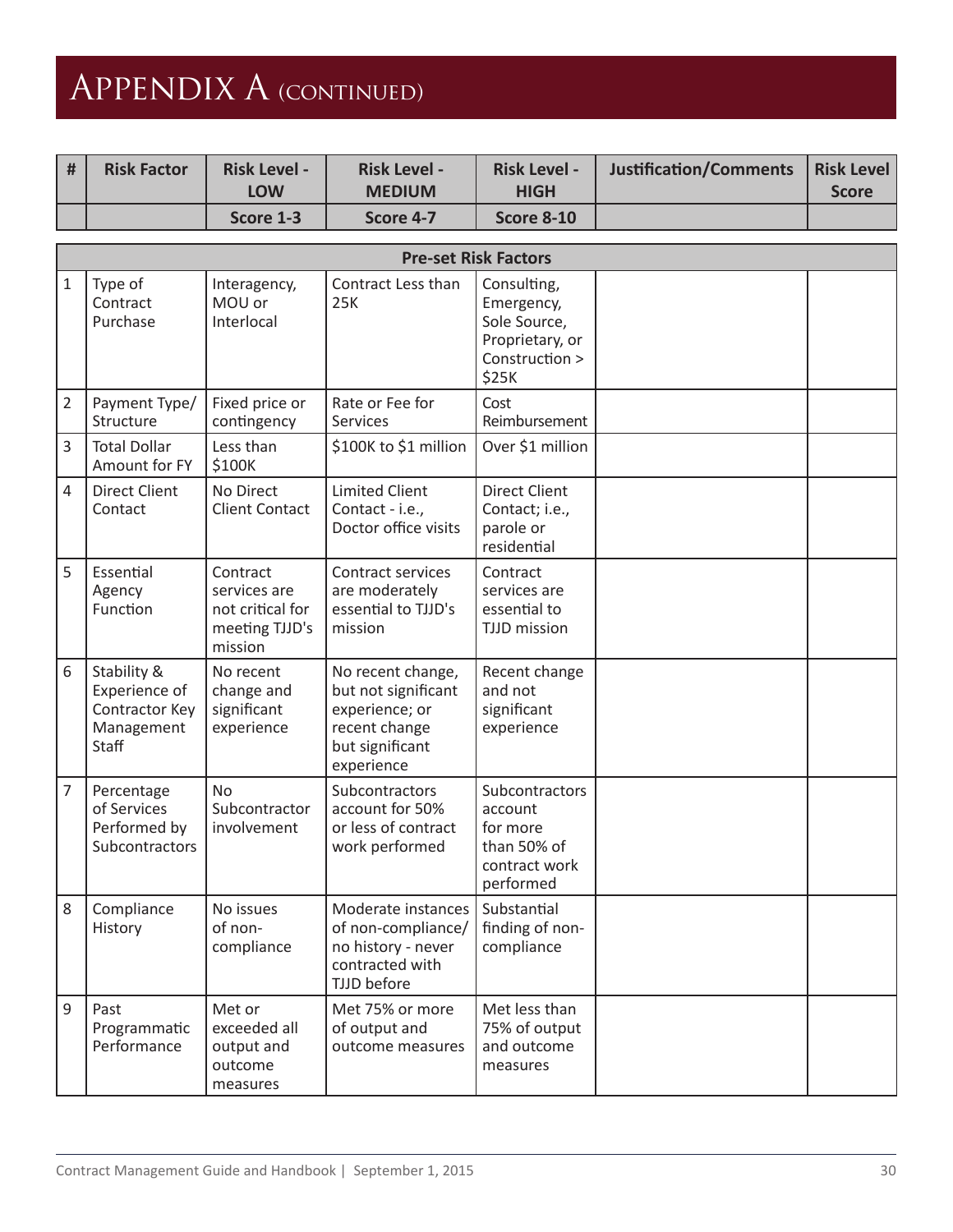# Appendix A (continued)

| # | Risk Factor | Risk Level - LOW | Risk Level - MEDIUM | Risk Level - HIGH | Justification/Comments | Risk Level Score |
|---|---|---|---|---|---|---|
| | | Score 1-3 | Score 4-7 | Score 8-10 | | |
| **Pre-set Risk Factors** | | | | | | |
| 1 | Type of Contract Purchase | Interagency, MOU or Interlocal | Contract Less than 25K | Consulting, Emergency, Sole Source, Proprietary, or Construction > $25K | | |
| 2 | Payment Type/ Structure | Fixed price or contingency | Rate or Fee for Services | Cost Reimbursement | | |
| 3 | Total Dollar Amount for FY | Less than $100K | $100K to $1 million | Over $1 million | | |
| 4 | Direct Client Contact | No Direct Client Contact | Limited Client Contact - i.e., Doctor office visits | Direct Client Contact; i.e., parole or residential | | |
| 5 | Essential Agency Function | Contract services are not critical for meeting TJJD's mission | Contract services are moderately essential to TJJD's mission | Contract services are essential to TJJD mission | | |
| 6 | Stability & Experience of Contractor Key Management Staff | No recent change and significant experience | No recent change, but not significant experience; or recent change but significant experience | Recent change and not significant experience | | |
| 7 | Percentage of Services Performed by Subcontractors | No Subcontractor involvement | Subcontractors account for 50% or less of contract work performed | Subcontractors account for more than 50% of contract work performed | | |
| 8 | Compliance History | No issues of non-compliance | Moderate instances of non-compliance/ no history - never contracted with TJJD before | Substantial finding of non-compliance | | |
| 9 | Past Programmatic Performance | Met or exceeded all output and outcome measures | Met 75% or more of output and outcome measures | Met less than 75% of output and outcome measures | | |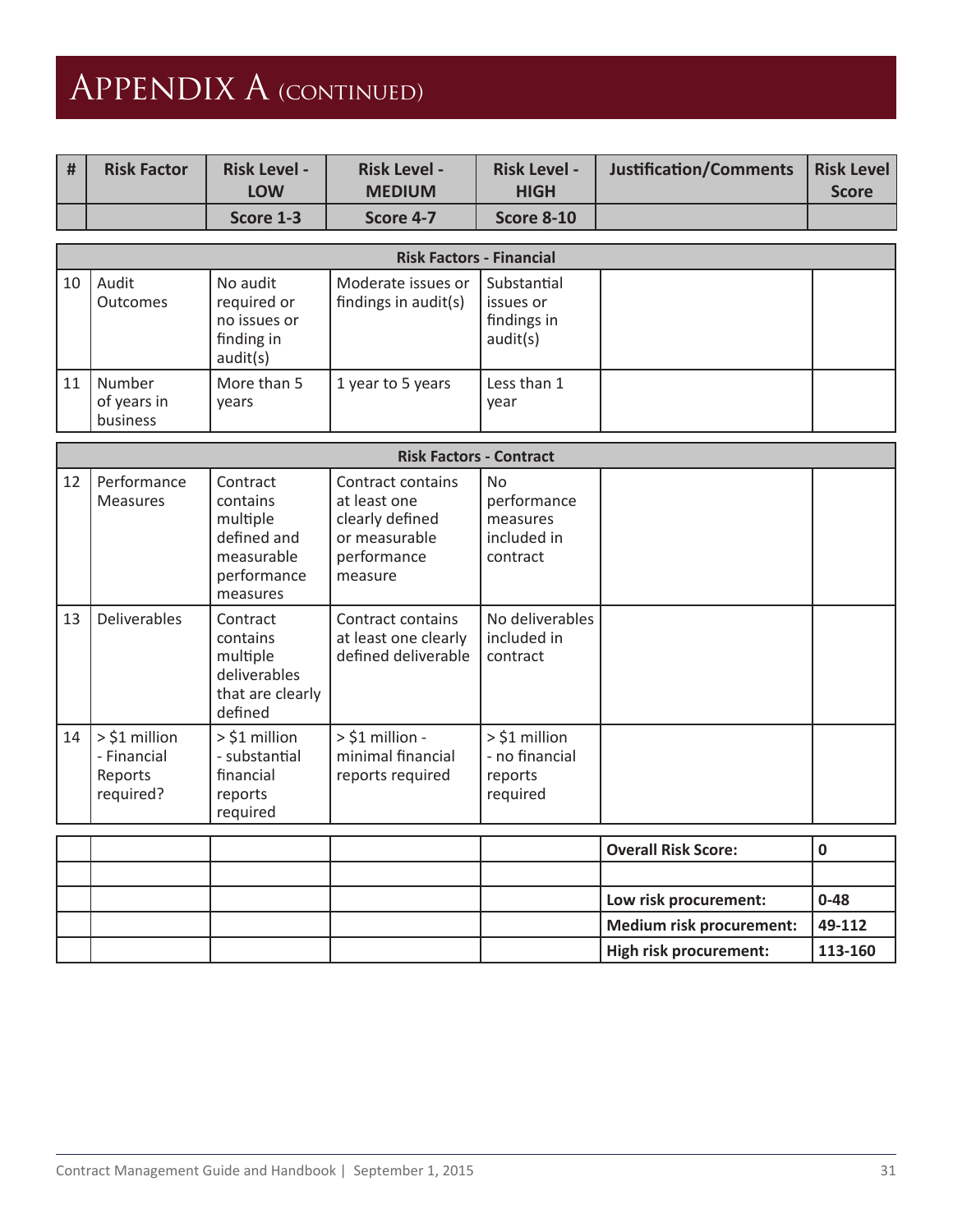# Appendix A (continued)

| # | Risk Factor | Risk Level - LOW | Risk Level - MEDIUM | Risk Level - HIGH | Justification/Comments | Risk Level Score |
|---|---|---|---|---|---|---|
| | | Score 1-3 | Score 4-7 | Score 8-10 | | |
| | | | **Risk Factors - Financial** | | | |
| 10 | Audit Outcomes | No audit required or no issues or finding in audit(s) | Moderate issues or findings in audit(s) | Substantial issues or findings in audit(s) | | |
| 11 | Number of years in business | More than 5 years | 1 year to 5 years | Less than 1 year | | |
| | | | **Risk Factors - Contract** | | | |
| 12 | Performance Measures | Contract contains multiple defined and measurable performance measures | Contract contains at least one clearly defined or measurable performance measure | No performance measures included in contract | | |
| 13 | Deliverables | Contract contains multiple deliverables that are clearly defined | Contract contains at least one clearly defined deliverable | No deliverables included in contract | | |
| 14 | > $1 million - Financial Reports required? | > $1 million - substantial financial reports required | > $1 million - minimal financial reports required | > $1 million - no financial reports required | | |
| | | | | | **Overall Risk Score:** | **0** |
| | | | | | | |
| | | | | | **Low risk procurement:** | **0-48** |
| | | | | | **Medium risk procurement:** | **49-112** |
| | | | | | **High risk procurement:** | **113-160** |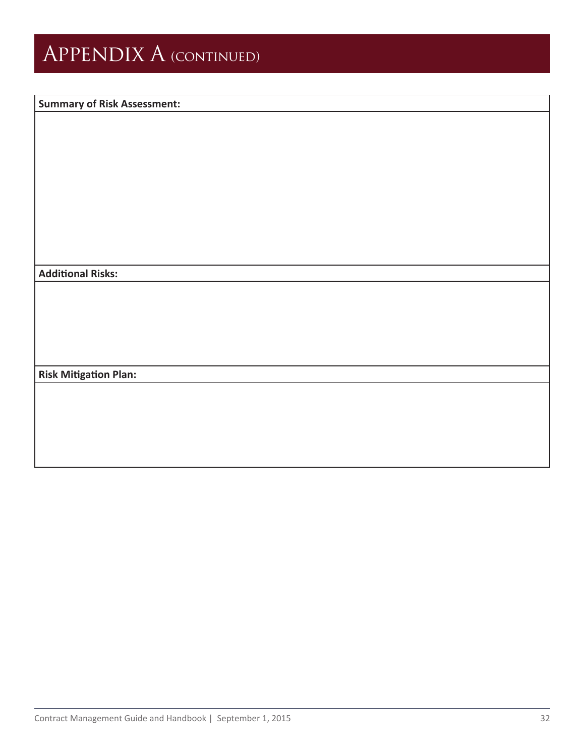# Appendix A (continued)

| Summary of Risk Assessment: |
| --- |
| |
| **Additional Risks:** |
| |
| **Risk Mitigation Plan:** |
| |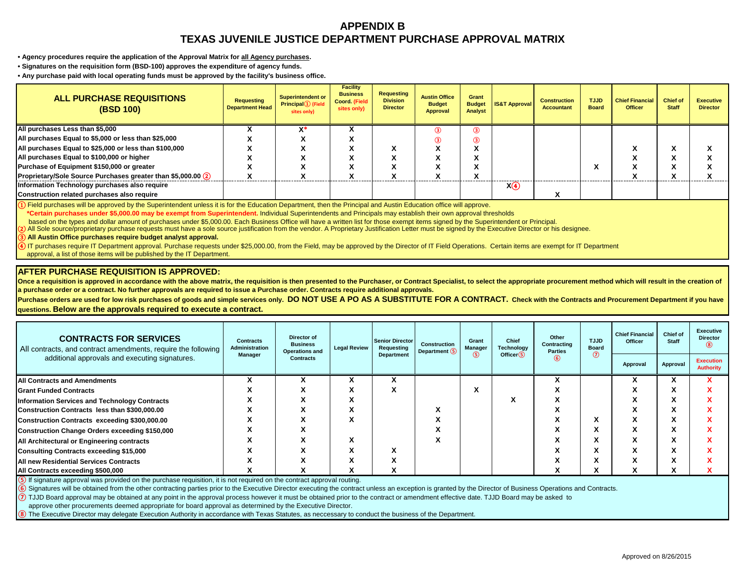# APPENDIX B
# TEXAS JUVENILE JUSTICE DEPARTMENT PURCHASE APPROVAL MATRIX

- **Agency procedures require the application of the Approval Matrix for all Agency purchases.**
- **Signatures on the requisition form (BSD-100) approves the expenditure of agency funds.**
- **Any purchase paid with local operating funds must be approved by the facility's business office.**

| ALL PURCHASE REQUISITIONS (BSD 100) | Requesting Department Head | Superintendent or Principal ① (Field sites only) | Facility Business Coord. (Field sites only) | Requesting Division Director | Austin Office Budget Approval | Grant Budget Analyst | IS&T Approval | Construction Accountant | TJJD Board | Chief Financial Officer | Chief of Staff | Executive Director |
|---|---|---|---|---|---|---|---|---|---|---|---|---|
| All purchases Less than $5,000 | X | X* | X | | ③ | ③ | | | | | | |
| All purchases Equal to $5,000 or less than $25,000 | X | X | X | | ③ | ③ | | | | | | |
| All purchases Equal to $25,000 or less than $100,000 | X | X | X | X | X | X | | | | X | X | X |
| All purchases Equal to $100,000 or higher | X | X | X | X | X | X | | | | X | X | X |
| Purchase of Equipment $150,000 or greater | X | X | X | X | X | X | | | X | X | X | X |
| Proprietary/Sole Source Purchases greater than $5,000.00 ② | X | X | X | X | X | X | | | | X | X | X |
| Information Technology purchases also require | | | | | | | X④ | | | | | |
| Construction related purchases also require | | | | | | | | X | | | | |

① Field purchases will be approved by the Superintendent unless it is for the Education Department, then the Principal and Austin Education office will approve.
**\*Certain purchases under $5,000.00 may be exempt from Superintendent.** Individual Superintendents and Principals may establish their own approval thresholds based on the types and dollar amount of purchases under $5,000.00. Each Business Office will have a written list for those exempt items signed by the Superintendent or Principal.
② All Sole source/proprietary purchase requests must have a sole source justification from the vendor. A Proprietary Justification Letter must be signed by the Executive Director or his designee.
③ **All Austin Office purchases require budget analyst approval.**
④ IT purchases require IT Department approval. Purchase requests under $25,000.00, from the Field, may be approved by the Director of IT Field Operations. Certain items are exempt for IT Department approval, a list of those items will be published by the IT Department.

## AFTER PURCHASE REQUISITION IS APPROVED:

**Once a requisition is approved in accordance with the above matrix, the requisition is then presented to the Purchaser, or Contract Specialist, to select the appropriate procurement method which will result in the creation of a purchase order or a contract. No further approvals are required to issue a Purchase order. Contracts require additional approvals.**

**Purchase orders are used for low risk purchases of goods and simple services only. DO NOT USE A PO AS A SUBSTITUTE FOR A CONTRACT. Check with the Contracts and Procurement Department if you have questions. Below are the approvals required to execute a contract.**

| CONTRACTS FOR SERVICES All contracts, and contract amendments, require the following additional approvals and executing signatures. | Contracts Administration Manager | Director of Business Operations and Contracts | Legal Review | Senior Director Requesting Department | Construction Department ⑤ | Grant Manager ⑤ | Chief Technology Officer ⑤ | Other Contracting Parties ⑥ | TJJD Board ⑦ | Chief Financial Officer – Approval | Chief of Staff – Approval | Executive Director ⑧ – Execution Authority |
|---|---|---|---|---|---|---|---|---|---|---|---|---|
| All Contracts and Amendments | X | X | X | X | | | | X | | X | X | X |
| Grant Funded Contracts | X | X | X | X | | X | | X | | X | X | X |
| Information Services and Technology Contracts | X | X | X | | | | X | X | | X | X | X |
| Construction Contracts less than $300,000.00 | X | X | X | | X | | | X | | X | X | X |
| Construction Contracts exceeding $300,000.00 | X | X | X | | X | | | X | X | X | X | X |
| Construction Change Orders exceeding $150,000 | X | X | | | X | | | X | X | X | X | X |
| All Architectural or Engineering contracts | X | X | X | | X | | | X | X | X | X | X |
| Consulting Contracts exceeding $15,000 | X | X | X | X | | | | X | X | X | X | X |
| All new Residential Services Contracts | X | X | X | X | | | | X | X | X | X | X |
| All Contracts exceeding $500,000 | X | X | X | X | | | | X | X | X | X | X |

⑤ If signature approval was provided on the purchase requisition, it is not required on the contract approval routing.
⑥ Signatures will be obtained from the other contracting parties prior to the Executive Director executing the contract unless an exception is granted by the Director of Business Operations and Contracts.
⑦ TJJD Board approval may be obtained at any point in the approval process however it must be obtained prior to the contract or amendment effective date. TJJD Board may be asked to approve other procurements deemed appropriate for board approval as determined by the Executive Director.
⑧ The Executive Director may delegate Execution Authority in accordance with Texas Statutes, as neccessary to conduct the business of the Department.

Approved on 8/26/2015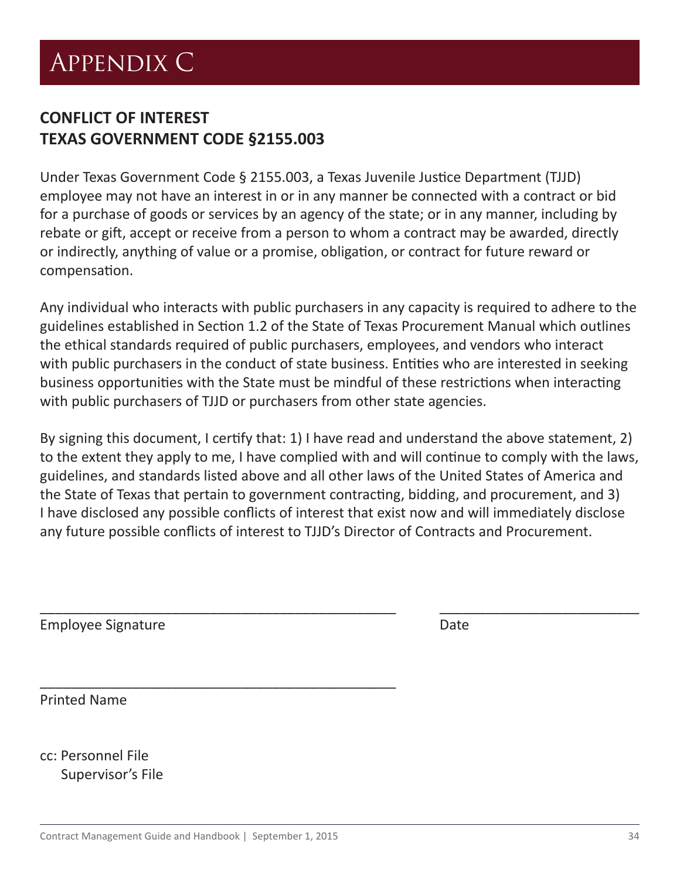# Appendix C

## CONFLICT OF INTEREST
## TEXAS GOVERNMENT CODE §2155.003

Under Texas Government Code § 2155.003, a Texas Juvenile Justice Department (TJJD) employee may not have an interest in or in any manner be connected with a contract or bid for a purchase of goods or services by an agency of the state; or in any manner, including by rebate or gift, accept or receive from a person to whom a contract may be awarded, directly or indirectly, anything of value or a promise, obligation, or contract for future reward or compensation.

Any individual who interacts with public purchasers in any capacity is required to adhere to the guidelines established in Section 1.2 of the State of Texas Procurement Manual which outlines the ethical standards required of public purchasers, employees, and vendors who interact with public purchasers in the conduct of state business. Entities who are interested in seeking business opportunities with the State must be mindful of these restrictions when interacting with public purchasers of TJJD or purchasers from other state agencies.

By signing this document, I certify that: 1) I have read and understand the above statement, 2) to the extent they apply to me, I have complied with and will continue to comply with the laws, guidelines, and standards listed above and all other laws of the United States of America and the State of Texas that pertain to government contracting, bidding, and procurement, and 3) I have disclosed any possible conflicts of interest that exist now and will immediately disclose any future possible conflicts of interest to TJJD's Director of Contracts and Procurement.

\_\_\_\_\_\_\_\_\_\_\_\_\_\_\_\_\_\_\_\_\_\_\_\_\_\_\_\_\_\_\_\_\_\_\_\_\_\_\_\_\_\_ \_\_\_\_\_\_\_\_\_\_\_\_\_\_\_\_\_\_\_\_\_\_\_\_\_

Employee Signature Date

\_\_\_\_\_\_\_\_\_\_\_\_\_\_\_\_\_\_\_\_\_\_\_\_\_\_\_\_\_\_\_\_\_\_\_\_\_\_\_\_\_\_

Printed Name

cc: Personnel File
Supervisor's File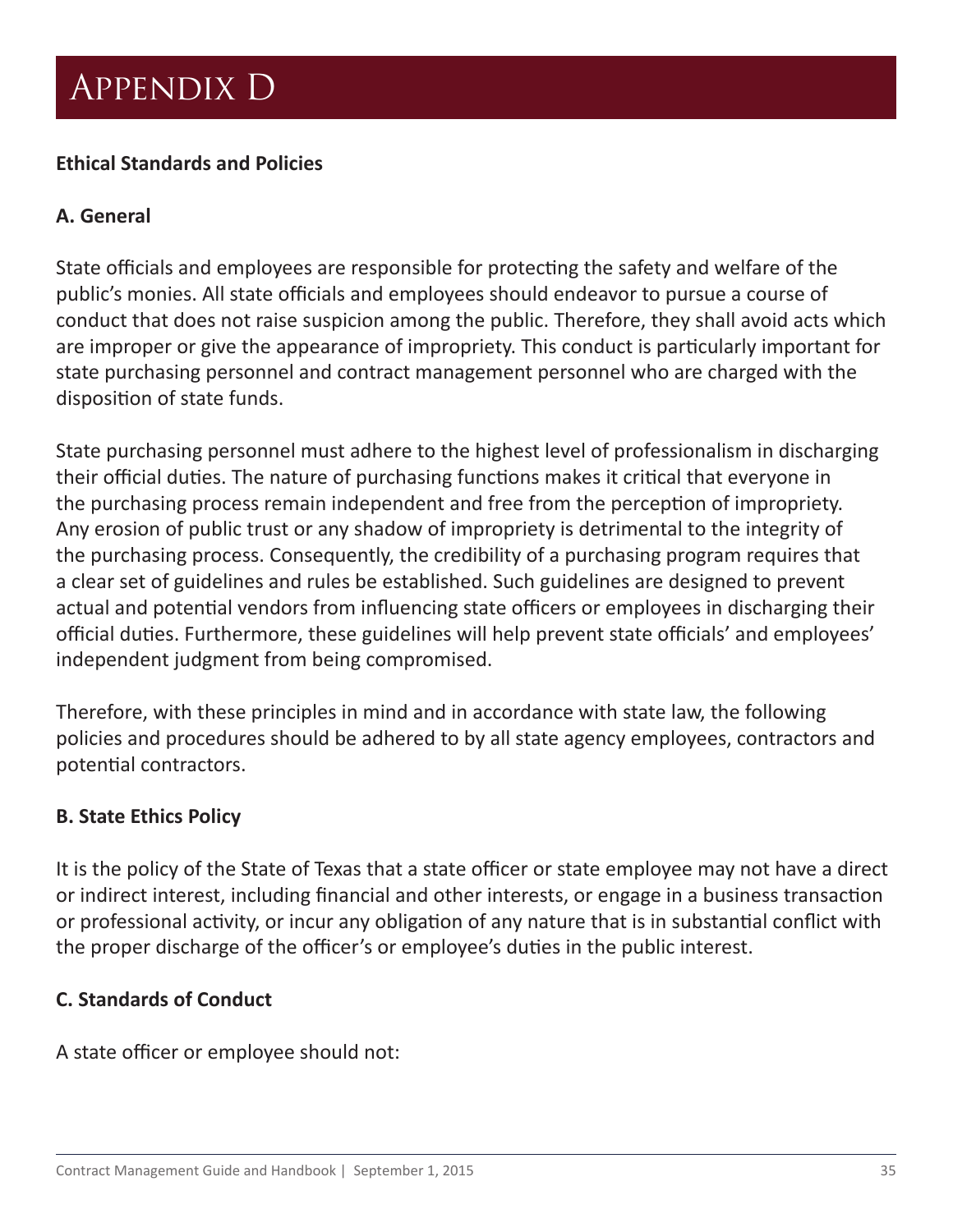# Appendix D

**Ethical Standards and Policies**

**A. General**

State officials and employees are responsible for protecting the safety and welfare of the public's monies. All state officials and employees should endeavor to pursue a course of conduct that does not raise suspicion among the public. Therefore, they shall avoid acts which are improper or give the appearance of impropriety. This conduct is particularly important for state purchasing personnel and contract management personnel who are charged with the disposition of state funds.

State purchasing personnel must adhere to the highest level of professionalism in discharging their official duties. The nature of purchasing functions makes it critical that everyone in the purchasing process remain independent and free from the perception of impropriety. Any erosion of public trust or any shadow of impropriety is detrimental to the integrity of the purchasing process. Consequently, the credibility of a purchasing program requires that a clear set of guidelines and rules be established. Such guidelines are designed to prevent actual and potential vendors from influencing state officers or employees in discharging their official duties. Furthermore, these guidelines will help prevent state officials' and employees' independent judgment from being compromised.

Therefore, with these principles in mind and in accordance with state law, the following policies and procedures should be adhered to by all state agency employees, contractors and potential contractors.

**B. State Ethics Policy**

It is the policy of the State of Texas that a state officer or state employee may not have a direct or indirect interest, including financial and other interests, or engage in a business transaction or professional activity, or incur any obligation of any nature that is in substantial conflict with the proper discharge of the officer's or employee's duties in the public interest.

**C. Standards of Conduct**

A state officer or employee should not: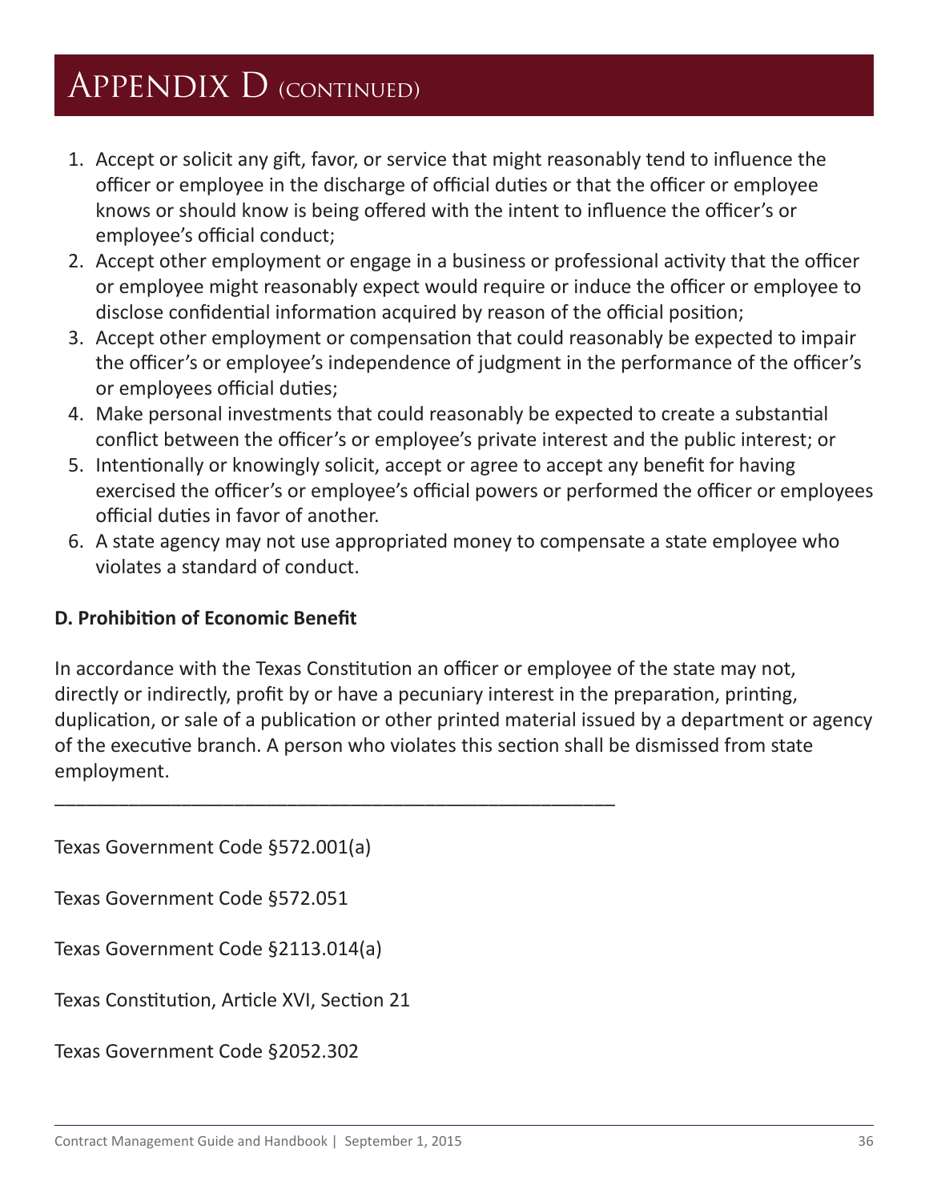# Appendix D (continued)

1. Accept or solicit any gift, favor, or service that might reasonably tend to influence the officer or employee in the discharge of official duties or that the officer or employee knows or should know is being offered with the intent to influence the officer's or employee's official conduct;
2. Accept other employment or engage in a business or professional activity that the officer or employee might reasonably expect would require or induce the officer or employee to disclose confidential information acquired by reason of the official position;
3. Accept other employment or compensation that could reasonably be expected to impair the officer's or employee's independence of judgment in the performance of the officer's or employees official duties;
4. Make personal investments that could reasonably be expected to create a substantial conflict between the officer's or employee's private interest and the public interest; or
5. Intentionally or knowingly solicit, accept or agree to accept any benefit for having exercised the officer's or employee's official powers or performed the officer or employees official duties in favor of another.
6. A state agency may not use appropriated money to compensate a state employee who violates a standard of conduct.

**D. Prohibition of Economic Benefit**

In accordance with the Texas Constitution an officer or employee of the state may not, directly or indirectly, profit by or have a pecuniary interest in the preparation, printing, duplication, or sale of a publication or other printed material issued by a department or agency of the executive branch. A person who violates this section shall be dismissed from state employment.

---

Texas Government Code §572.001(a)

Texas Government Code §572.051

Texas Government Code §2113.014(a)

Texas Constitution, Article XVI, Section 21

Texas Government Code §2052.302